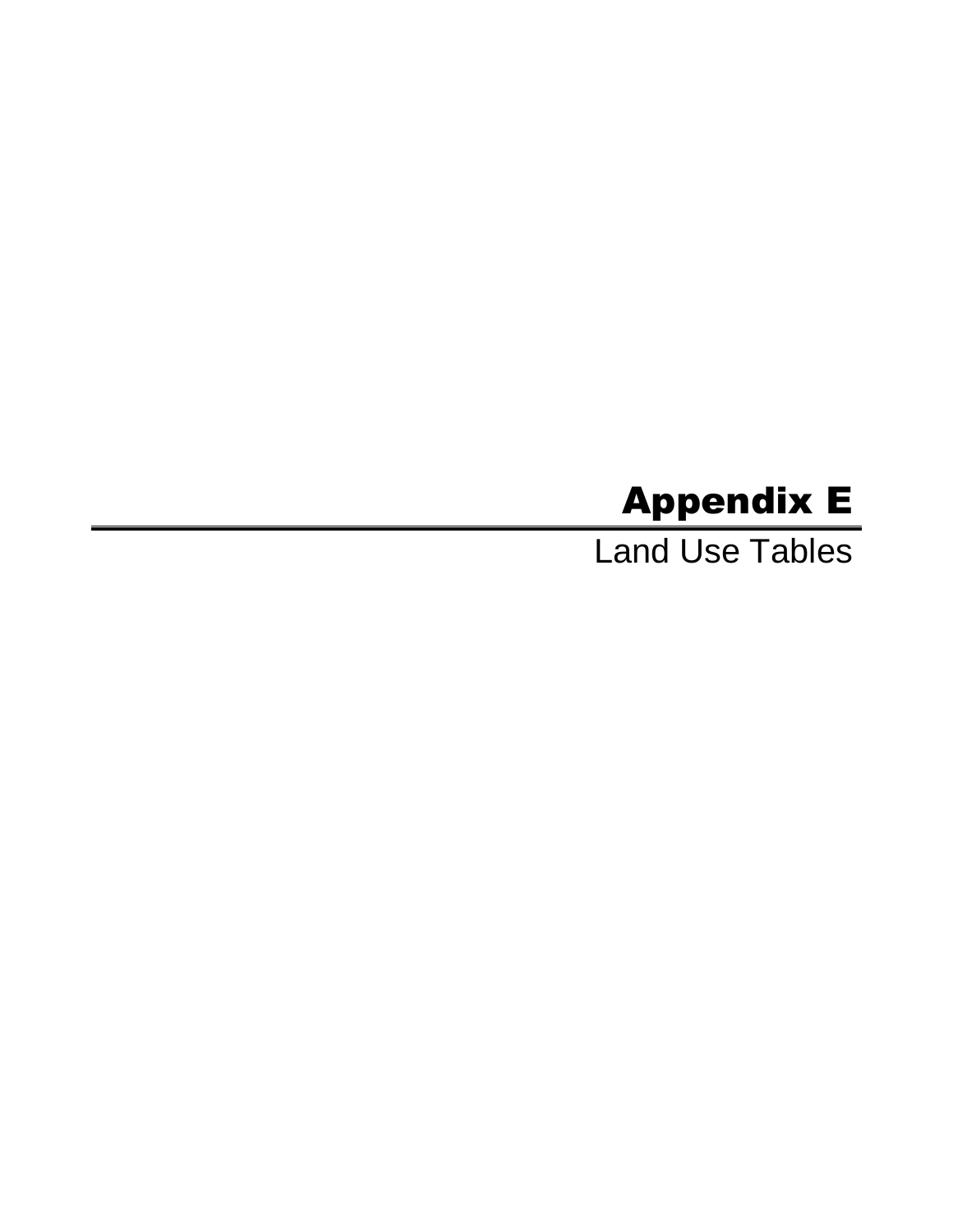# Appendix E

## Land Use Tables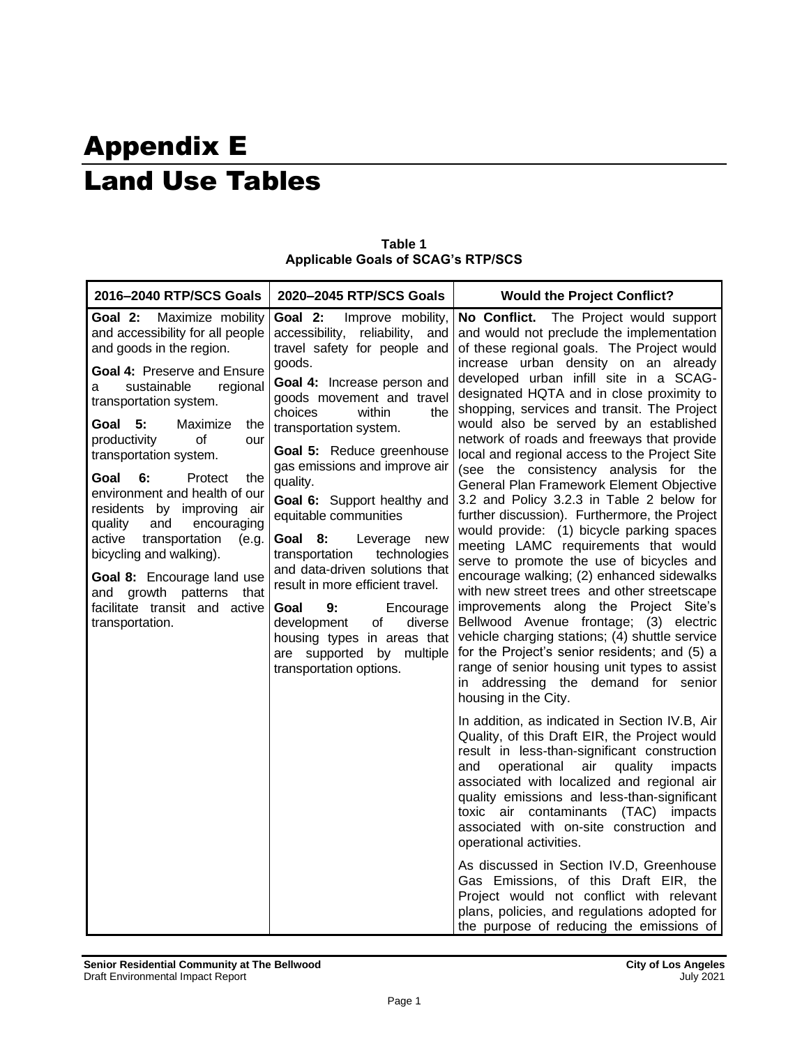# Appendix E

# Land Use Tables

**Table 1**
**Applicable Goals of SCAG's RTP/SCS**

| 2016–2040 RTP/SCS Goals | 2020–2045 RTP/SCS Goals | Would the Project Conflict? |
|---|---|---|
| **Goal 2:** Maximize mobility and accessibility for all people and goods in the region.<br><br>**Goal 4:** Preserve and Ensure a sustainable regional transportation system.<br><br>**Goal 5:** Maximize the productivity of our transportation system.<br><br>**Goal 6:** Protect the environment and health of our residents by improving air quality and encouraging active transportation (e.g. bicycling and walking).<br><br>**Goal 8:** Encourage land use and growth patterns that facilitate transit and active transportation. | **Goal 2:** Improve mobility, accessibility, reliability, and travel safety for people and goods.<br><br>**Goal 4:** Increase person and goods movement and travel choices within the transportation system.<br><br>**Goal 5:** Reduce greenhouse gas emissions and improve air quality.<br><br>**Goal 6:** Support healthy and equitable communities<br><br>**Goal 8:** Leverage new transportation technologies and data-driven solutions that result in more efficient travel.<br><br>**Goal 9:** Encourage development of diverse housing types in areas that are supported by multiple transportation options. | **No Conflict.** The Project would support and would not preclude the implementation of these regional goals. The Project would increase urban density on an already developed urban infill site in a SCAG-designated HQTA and in close proximity to shopping, services and transit. The Project would also be served by an established network of roads and freeways that provide local and regional access to the Project Site (see the consistency analysis for the General Plan Framework Element Objective 3.2 and Policy 3.2.3 in Table 2 below for further discussion). Furthermore, the Project would provide: (1) bicycle parking spaces meeting LAMC requirements that would serve to promote the use of bicycles and encourage walking; (2) enhanced sidewalks with new street trees and other streetscape improvements along the Project Site's Bellwood Avenue frontage; (3) electric vehicle charging stations; (4) shuttle service for the Project's senior residents; and (5) a range of senior housing unit types to assist in addressing the demand for senior housing in the City.<br><br>In addition, as indicated in Section IV.B, Air Quality, of this Draft EIR, the Project would result in less-than-significant construction and operational air quality impacts associated with localized and regional air quality emissions and less-than-significant toxic air contaminants (TAC) impacts associated with on-site construction and operational activities.<br><br>As discussed in Section IV.D, Greenhouse Gas Emissions, of this Draft EIR, the Project would not conflict with relevant plans, policies, and regulations adopted for the purpose of reducing the emissions of |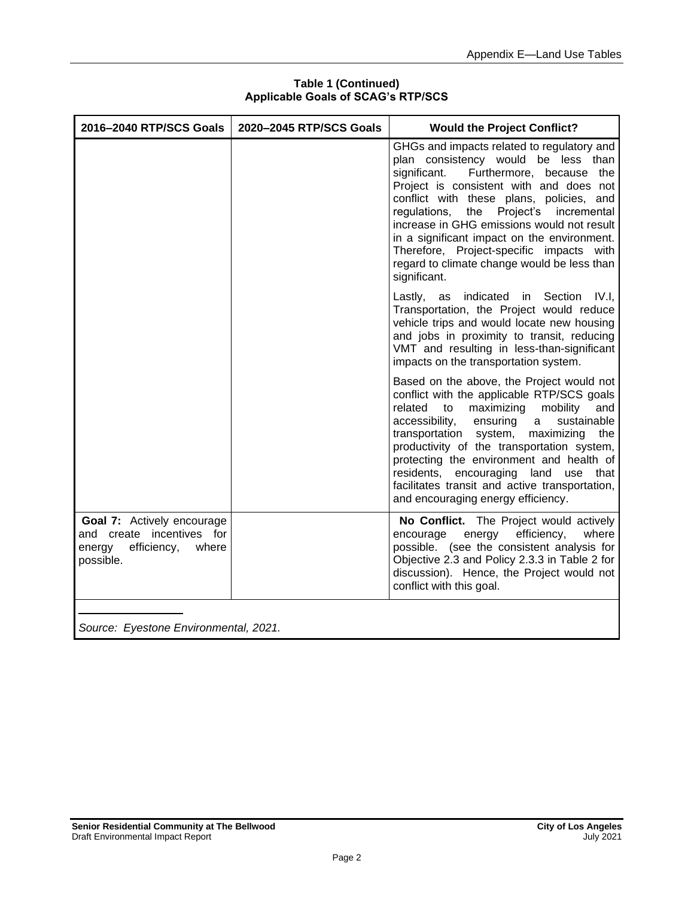**Table 1 (Continued)**
**Applicable Goals of SCAG's RTP/SCS**

| 2016–2040 RTP/SCS Goals | 2020–2045 RTP/SCS Goals | Would the Project Conflict? |
|---|---|---|
| | | GHGs and impacts related to regulatory and plan consistency would be less than significant. Furthermore, because the Project is consistent with and does not conflict with these plans, policies, and regulations, the Project's incremental increase in GHG emissions would not result in a significant impact on the environment. Therefore, Project-specific impacts with regard to climate change would be less than significant.<br><br>Lastly, as indicated in Section IV.I, Transportation, the Project would reduce vehicle trips and would locate new housing and jobs in proximity to transit, reducing VMT and resulting in less-than-significant impacts on the transportation system.<br><br>Based on the above, the Project would not conflict with the applicable RTP/SCS goals related to maximizing mobility and accessibility, ensuring a sustainable transportation system, maximizing the productivity of the transportation system, protecting the environment and health of residents, encouraging land use that facilitates transit and active transportation, and encouraging energy efficiency. |
| **Goal 7:** Actively encourage and create incentives for energy efficiency, where possible. | | **No Conflict.** The Project would actively encourage energy efficiency, where possible. (see the consistent analysis for Objective 2.3 and Policy 2.3.3 in Table 2 for discussion). Hence, the Project would not conflict with this goal. |

*Source: Eyestone Environmental, 2021.*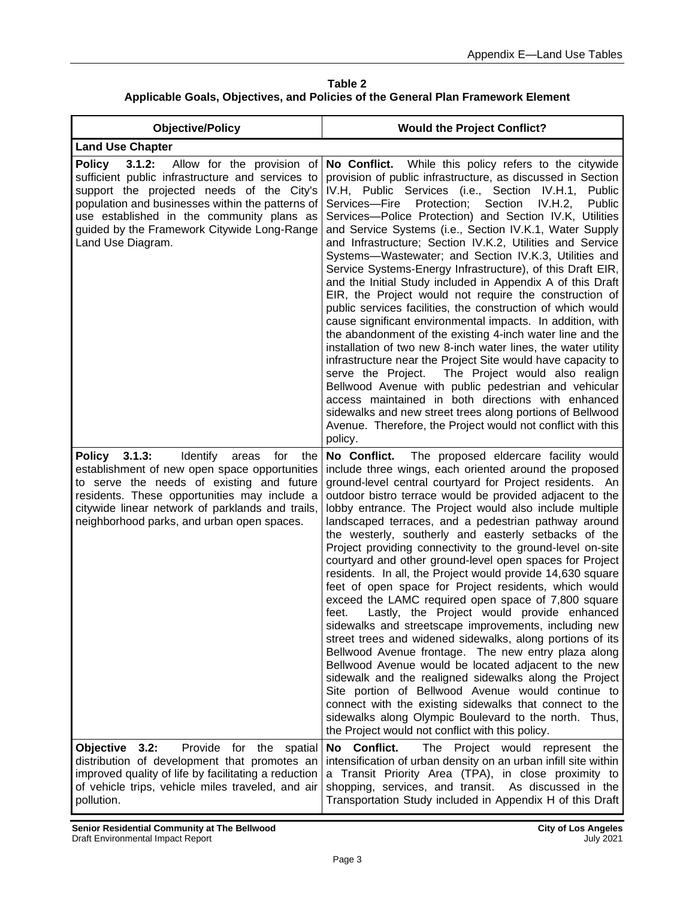**Table 2**
**Applicable Goals, Objectives, and Policies of the General Plan Framework Element**

| Objective/Policy | Would the Project Conflict? |
|---|---|
| **Land Use Chapter** | |
| **Policy 3.1.2:** Allow for the provision of sufficient public infrastructure and services to support the projected needs of the City's population and businesses within the patterns of use established in the community plans as guided by the Framework Citywide Long-Range Land Use Diagram. | **No Conflict.** While this policy refers to the citywide provision of public infrastructure, as discussed in Section IV.H, Public Services (i.e., Section IV.H.1, Public Services—Fire Protection; Section IV.H.2, Public Services—Police Protection) and Section IV.K, Utilities and Service Systems (i.e., Section IV.K.1, Water Supply and Infrastructure; Section IV.K.2, Utilities and Service Systems—Wastewater; and Section IV.K.3, Utilities and Service Systems-Energy Infrastructure), of this Draft EIR, and the Initial Study included in Appendix A of this Draft EIR, the Project would not require the construction of public services facilities, the construction of which would cause significant environmental impacts. In addition, with the abandonment of the existing 4-inch water line and the installation of two new 8-inch water lines, the water utility infrastructure near the Project Site would have capacity to serve the Project. The Project would also realign Bellwood Avenue with public pedestrian and vehicular access maintained in both directions with enhanced sidewalks and new street trees along portions of Bellwood Avenue. Therefore, the Project would not conflict with this policy. |
| **Policy 3.1.3:** Identify areas for the establishment of new open space opportunities to serve the needs of existing and future residents. These opportunities may include a citywide linear network of parklands and trails, neighborhood parks, and urban open spaces. | **No Conflict.** The proposed eldercare facility would include three wings, each oriented around the proposed ground-level central courtyard for Project residents. An outdoor bistro terrace would be provided adjacent to the lobby entrance. The Project would also include multiple landscaped terraces, and a pedestrian pathway around the westerly, southerly and easterly setbacks of the Project providing connectivity to the ground-level on-site courtyard and other ground-level open spaces for Project residents. In all, the Project would provide 14,630 square feet of open space for Project residents, which would exceed the LAMC required open space of 7,800 square feet. Lastly, the Project would provide enhanced sidewalks and streetscape improvements, including new street trees and widened sidewalks, along portions of its Bellwood Avenue frontage. The new entry plaza along Bellwood Avenue would be located adjacent to the new sidewalk and the realigned sidewalks along the Project Site portion of Bellwood Avenue would continue to connect with the existing sidewalks that connect to the sidewalks along Olympic Boulevard to the north. Thus, the Project would not conflict with this policy. |
| **Objective 3.2:** Provide for the spatial distribution of development that promotes an improved quality of life by facilitating a reduction of vehicle trips, vehicle miles traveled, and air pollution. | **No Conflict.** The Project would represent the intensification of urban density on an urban infill site within a Transit Priority Area (TPA), in close proximity to shopping, services, and transit. As discussed in the Transportation Study included in Appendix H of this Draft |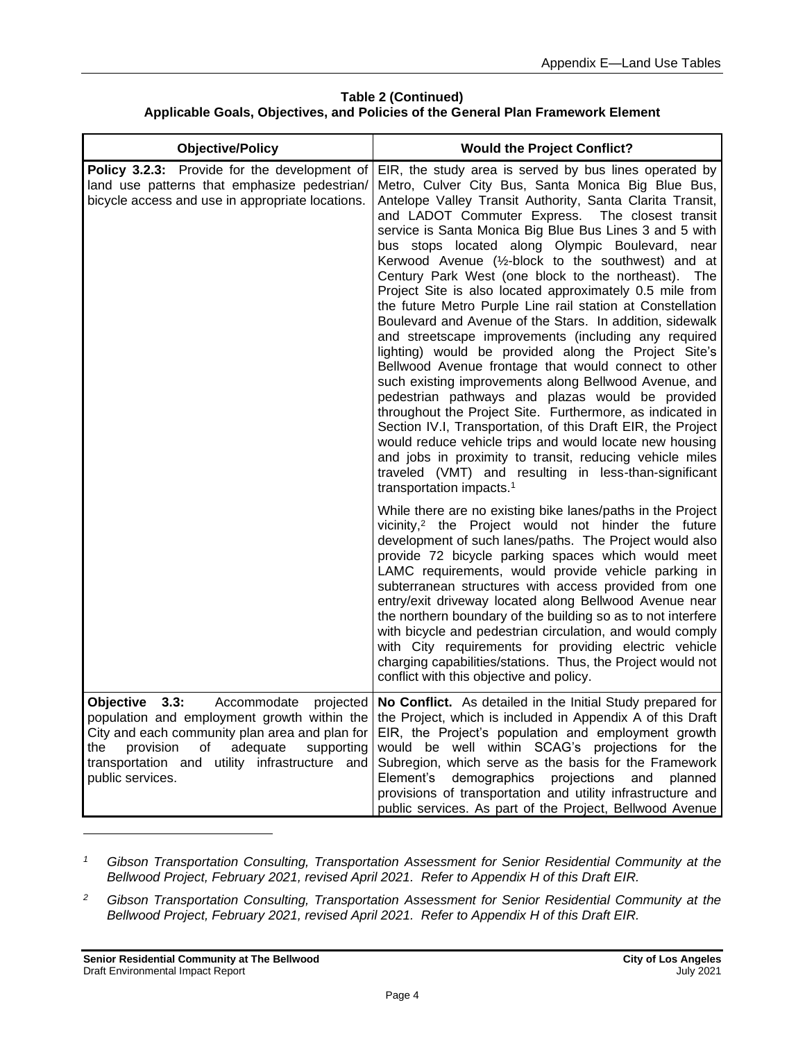**Table 2 (Continued)**
**Applicable Goals, Objectives, and Policies of the General Plan Framework Element**

| Objective/Policy | Would the Project Conflict? |
|---|---|
| **Policy 3.2.3:** Provide for the development of land use patterns that emphasize pedestrian/ bicycle access and use in appropriate locations. | EIR, the study area is served by bus lines operated by Metro, Culver City Bus, Santa Monica Big Blue Bus, Antelope Valley Transit Authority, Santa Clarita Transit, and LADOT Commuter Express. The closest transit service is Santa Monica Big Blue Bus Lines 3 and 5 with bus stops located along Olympic Boulevard, near Kerwood Avenue (½-block to the southwest) and at Century Park West (one block to the northeast). The Project Site is also located approximately 0.5 mile from the future Metro Purple Line rail station at Constellation Boulevard and Avenue of the Stars. In addition, sidewalk and streetscape improvements (including any required lighting) would be provided along the Project Site's Bellwood Avenue frontage that would connect to other such existing improvements along Bellwood Avenue, and pedestrian pathways and plazas would be provided throughout the Project Site. Furthermore, as indicated in Section IV.I, Transportation, of this Draft EIR, the Project would reduce vehicle trips and would locate new housing and jobs in proximity to transit, reducing vehicle miles traveled (VMT) and resulting in less-than-significant transportation impacts.[1]<br><br>While there are no existing bike lanes/paths in the Project vicinity,[2] the Project would not hinder the future development of such lanes/paths. The Project would also provide 72 bicycle parking spaces which would meet LAMC requirements, would provide vehicle parking in subterranean structures with access provided from one entry/exit driveway located along Bellwood Avenue near the northern boundary of the building so as to not interfere with bicycle and pedestrian circulation, and would comply with City requirements for providing electric vehicle charging capabilities/stations. Thus, the Project would not conflict with this objective and policy. |
| **Objective 3.3:** Accommodate projected population and employment growth within the City and each community plan area and plan for the provision of adequate supporting transportation and utility infrastructure and public services. | **No Conflict.** As detailed in the Initial Study prepared for the Project, which is included in Appendix A of this Draft EIR, the Project's population and employment growth would be well within SCAG's projections for the Subregion, which serve as the basis for the Framework Element's demographics projections and planned provisions of transportation and utility infrastructure and public services. As part of the Project, Bellwood Avenue |

[1] *Gibson Transportation Consulting, Transportation Assessment for Senior Residential Community at the Bellwood Project, February 2021, revised April 2021. Refer to Appendix H of this Draft EIR.*

[2] *Gibson Transportation Consulting, Transportation Assessment for Senior Residential Community at the Bellwood Project, February 2021, revised April 2021. Refer to Appendix H of this Draft EIR.*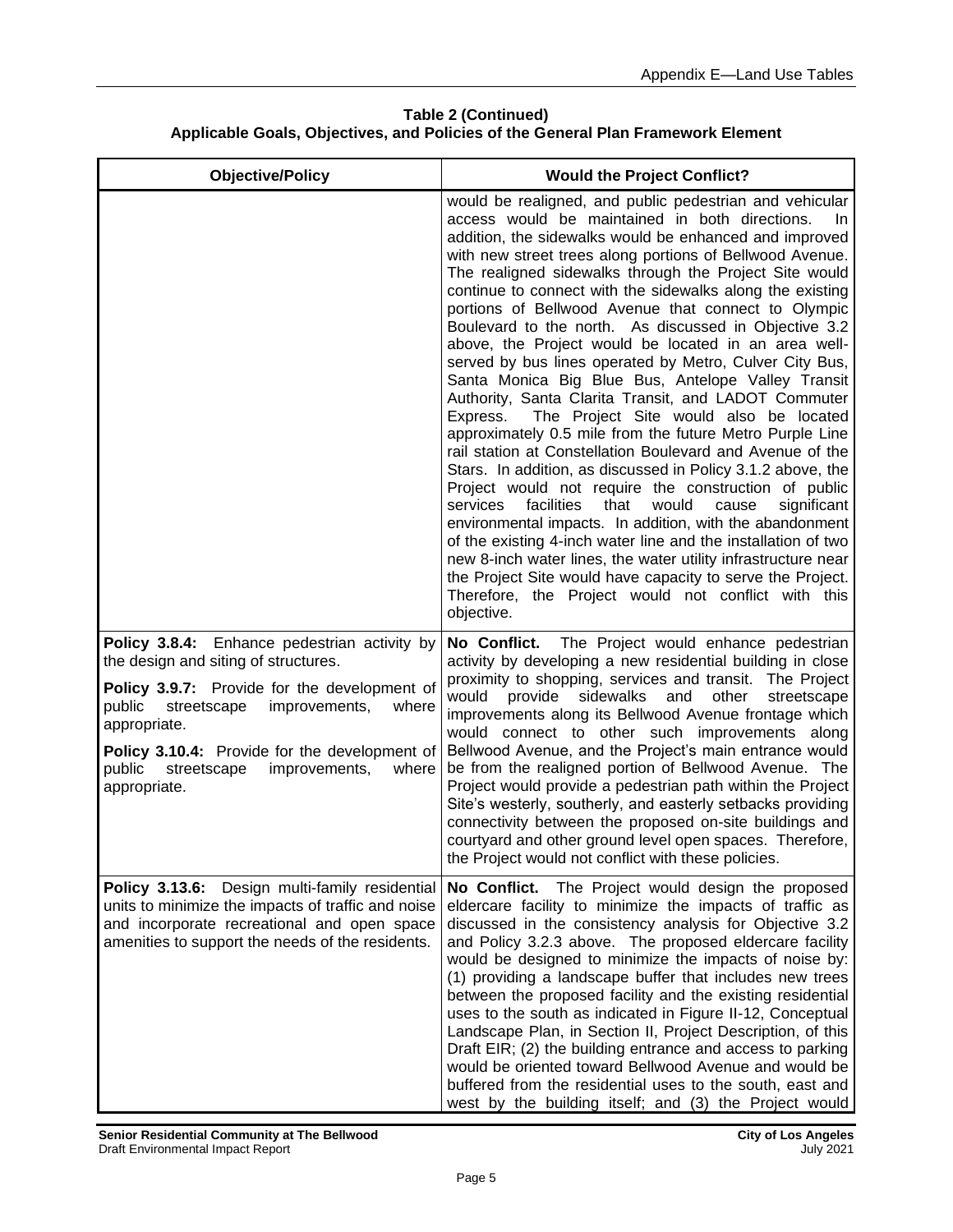**Table 2 (Continued)**
**Applicable Goals, Objectives, and Policies of the General Plan Framework Element**

| Objective/Policy | Would the Project Conflict? |
|---|---|
| | would be realigned, and public pedestrian and vehicular access would be maintained in both directions. In addition, the sidewalks would be enhanced and improved with new street trees along portions of Bellwood Avenue. The realigned sidewalks through the Project Site would continue to connect with the sidewalks along the existing portions of Bellwood Avenue that connect to Olympic Boulevard to the north. As discussed in Objective 3.2 above, the Project would be located in an area well-served by bus lines operated by Metro, Culver City Bus, Santa Monica Big Blue Bus, Antelope Valley Transit Authority, Santa Clarita Transit, and LADOT Commuter Express. The Project Site would also be located approximately 0.5 mile from the future Metro Purple Line rail station at Constellation Boulevard and Avenue of the Stars. In addition, as discussed in Policy 3.1.2 above, the Project would not require the construction of public services facilities that would cause significant environmental impacts. In addition, with the abandonment of the existing 4-inch water line and the installation of two new 8-inch water lines, the water utility infrastructure near the Project Site would have capacity to serve the Project. Therefore, the Project would not conflict with this objective. |
| **Policy 3.8.4:** Enhance pedestrian activity by the design and siting of structures.<br><br>**Policy 3.9.7:** Provide for the development of public streetscape improvements, where appropriate.<br><br>**Policy 3.10.4:** Provide for the development of public streetscape improvements, where appropriate. | **No Conflict.** The Project would enhance pedestrian activity by developing a new residential building in close proximity to shopping, services and transit. The Project would provide sidewalks and other streetscape improvements along its Bellwood Avenue frontage which would connect to other such improvements along Bellwood Avenue, and the Project's main entrance would be from the realigned portion of Bellwood Avenue. The Project would provide a pedestrian path within the Project Site's westerly, southerly, and easterly setbacks providing connectivity between the proposed on-site buildings and courtyard and other ground level open spaces. Therefore, the Project would not conflict with these policies. |
| **Policy 3.13.6:** Design multi-family residential units to minimize the impacts of traffic and noise and incorporate recreational and open space amenities to support the needs of the residents. | **No Conflict.** The Project would design the proposed eldercare facility to minimize the impacts of traffic as discussed in the consistency analysis for Objective 3.2 and Policy 3.2.3 above. The proposed eldercare facility would be designed to minimize the impacts of noise by: (1) providing a landscape buffer that includes new trees between the proposed facility and the existing residential uses to the south as indicated in Figure II-12, Conceptual Landscape Plan, in Section II, Project Description, of this Draft EIR; (2) the building entrance and access to parking would be oriented toward Bellwood Avenue and would be buffered from the residential uses to the south, east and west by the building itself; and (3) the Project would |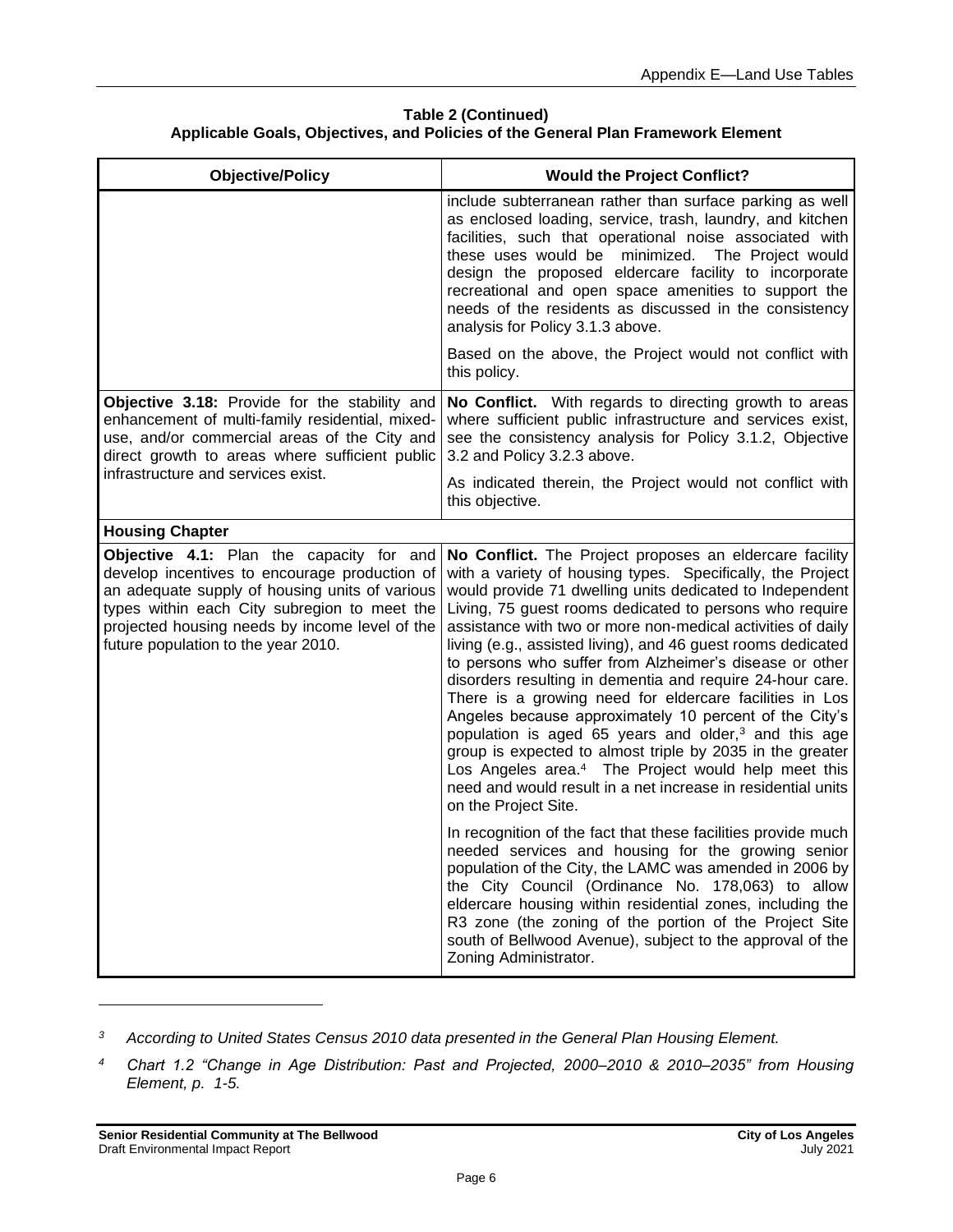**Table 2 (Continued)**
**Applicable Goals, Objectives, and Policies of the General Plan Framework Element**

| Objective/Policy | Would the Project Conflict? |
|---|---|
| | include subterranean rather than surface parking as well as enclosed loading, service, trash, laundry, and kitchen facilities, such that operational noise associated with these uses would be minimized. The Project would design the proposed eldercare facility to incorporate recreational and open space amenities to support the needs of the residents as discussed in the consistency analysis for Policy 3.1.3 above.<br><br>Based on the above, the Project would not conflict with this policy. |
| **Objective 3.18:** Provide for the stability and enhancement of multi-family residential, mixed-use, and/or commercial areas of the City and direct growth to areas where sufficient public infrastructure and services exist. | **No Conflict.** With regards to directing growth to areas where sufficient public infrastructure and services exist, see the consistency analysis for Policy 3.1.2, Objective 3.2 and Policy 3.2.3 above.<br><br>As indicated therein, the Project would not conflict with this objective. |
| **Housing Chapter** | |
| **Objective 4.1:** Plan the capacity for and develop incentives to encourage production of an adequate supply of housing units of various types within each City subregion to meet the projected housing needs by income level of the future population to the year 2010. | **No Conflict.** The Project proposes an eldercare facility with a variety of housing types. Specifically, the Project would provide 71 dwelling units dedicated to Independent Living, 75 guest rooms dedicated to persons who require assistance with two or more non-medical activities of daily living (e.g., assisted living), and 46 guest rooms dedicated to persons who suffer from Alzheimer's disease or other disorders resulting in dementia and require 24-hour care. There is a growing need for eldercare facilities in Los Angeles because approximately 10 percent of the City's population is aged 65 years and older,[3] and this age group is expected to almost triple by 2035 in the greater Los Angeles area.[4] The Project would help meet this need and would result in a net increase in residential units on the Project Site.<br><br>In recognition of the fact that these facilities provide much needed services and housing for the growing senior population of the City, the LAMC was amended in 2006 by the City Council (Ordinance No. 178,063) to allow eldercare housing within residential zones, including the R3 zone (the zoning of the portion of the Project Site south of Bellwood Avenue), subject to the approval of the Zoning Administrator. |

---

[3] *According to United States Census 2010 data presented in the General Plan Housing Element.*

[4] *Chart 1.2 "Change in Age Distribution: Past and Projected, 2000–2010 & 2010–2035" from Housing Element, p. 1-5.*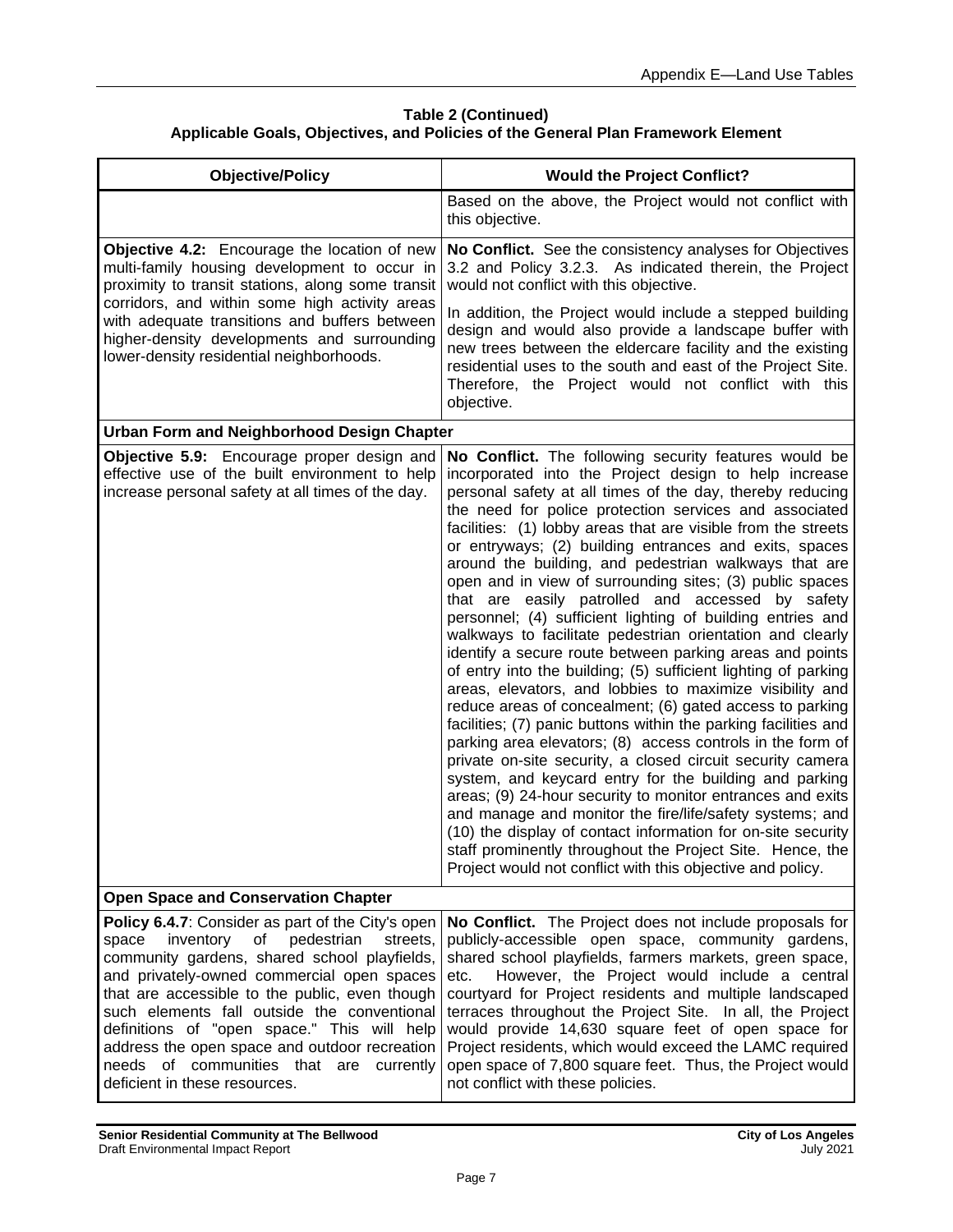**Table 2 (Continued)**
**Applicable Goals, Objectives, and Policies of the General Plan Framework Element**

| Objective/Policy | Would the Project Conflict? |
|---|---|
| | Based on the above, the Project would not conflict with this objective. |
| **Objective 4.2:** Encourage the location of new multi-family housing development to occur in proximity to transit stations, along some transit corridors, and within some high activity areas with adequate transitions and buffers between higher-density developments and surrounding lower-density residential neighborhoods. | **No Conflict.** See the consistency analyses for Objectives 3.2 and Policy 3.2.3. As indicated therein, the Project would not conflict with this objective.<br><br>In addition, the Project would include a stepped building design and would also provide a landscape buffer with new trees between the eldercare facility and the existing residential uses to the south and east of the Project Site. Therefore, the Project would not conflict with this objective. |
| **Urban Form and Neighborhood Design Chapter** | |
| **Objective 5.9:** Encourage proper design and effective use of the built environment to help increase personal safety at all times of the day. | **No Conflict.** The following security features would be incorporated into the Project design to help increase personal safety at all times of the day, thereby reducing the need for police protection services and associated facilities: (1) lobby areas that are visible from the streets or entryways; (2) building entrances and exits, spaces around the building, and pedestrian walkways that are open and in view of surrounding sites; (3) public spaces that are easily patrolled and accessed by safety personnel; (4) sufficient lighting of building entries and walkways to facilitate pedestrian orientation and clearly identify a secure route between parking areas and points of entry into the building; (5) sufficient lighting of parking areas, elevators, and lobbies to maximize visibility and reduce areas of concealment; (6) gated access to parking facilities; (7) panic buttons within the parking facilities and parking area elevators; (8) access controls in the form of private on-site security, a closed circuit security camera system, and keycard entry for the building and parking areas; (9) 24-hour security to monitor entrances and exits and manage and monitor the fire/life/safety systems; and (10) the display of contact information for on-site security staff prominently throughout the Project Site. Hence, the Project would not conflict with this objective and policy. |
| **Open Space and Conservation Chapter** | |
| **Policy 6.4.7**: Consider as part of the City's open space inventory of pedestrian streets, community gardens, shared school playfields, and privately-owned commercial open spaces that are accessible to the public, even though such elements fall outside the conventional definitions of "open space." This will help address the open space and outdoor recreation needs of communities that are currently deficient in these resources. | **No Conflict.** The Project does not include proposals for publicly-accessible open space, community gardens, shared school playfields, farmers markets, green space, etc. However, the Project would include a central courtyard for Project residents and multiple landscaped terraces throughout the Project Site. In all, the Project would provide 14,630 square feet of open space for Project residents, which would exceed the LAMC required open space of 7,800 square feet. Thus, the Project would not conflict with these policies. |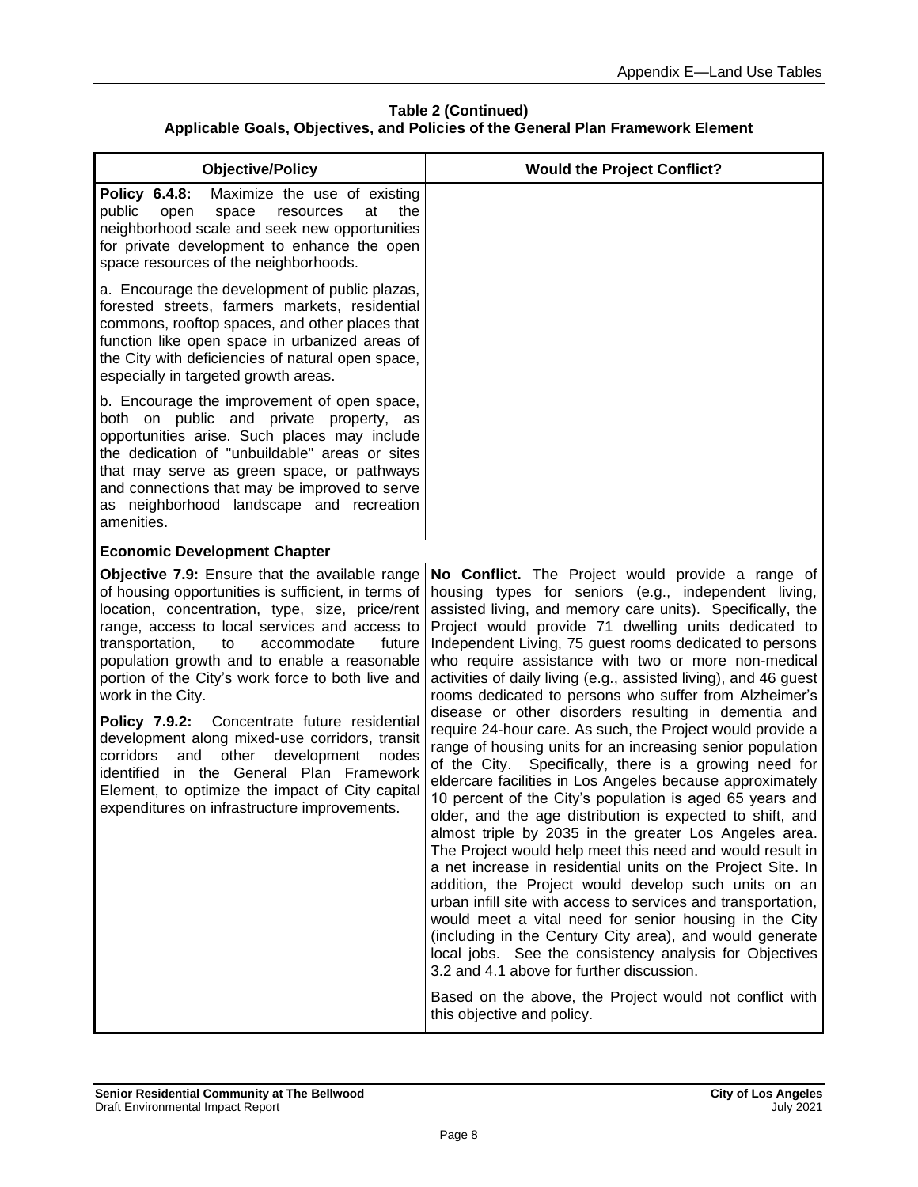**Table 2 (Continued)**
**Applicable Goals, Objectives, and Policies of the General Plan Framework Element**

| Objective/Policy | Would the Project Conflict? |
|---|---|
| **Policy 6.4.8:** Maximize the use of existing public open space resources at the neighborhood scale and seek new opportunities for private development to enhance the open space resources of the neighborhoods.<br><br>a. Encourage the development of public plazas, forested streets, farmers markets, residential commons, rooftop spaces, and other places that function like open space in urbanized areas of the City with deficiencies of natural open space, especially in targeted growth areas.<br><br>b. Encourage the improvement of open space, both on public and private property, as opportunities arise. Such places may include the dedication of "unbuildable" areas or sites that may serve as green space, or pathways and connections that may be improved to serve as neighborhood landscape and recreation amenities. | |
| **Economic Development Chapter** | |
| **Objective 7.9:** Ensure that the available range of housing opportunities is sufficient, in terms of location, concentration, type, size, price/rent range, access to local services and access to transportation, to accommodate future population growth and to enable a reasonable portion of the City's work force to both live and work in the City.<br><br>**Policy 7.9.2:** Concentrate future residential development along mixed-use corridors, transit corridors and other development nodes identified in the General Plan Framework Element, to optimize the impact of City capital expenditures on infrastructure improvements. | **No Conflict.** The Project would provide a range of housing types for seniors (e.g., independent living, assisted living, and memory care units). Specifically, the Project would provide 71 dwelling units dedicated to Independent Living, 75 guest rooms dedicated to persons who require assistance with two or more non-medical activities of daily living (e.g., assisted living), and 46 guest rooms dedicated to persons who suffer from Alzheimer's disease or other disorders resulting in dementia and require 24-hour care. As such, the Project would provide a range of housing units for an increasing senior population of the City. Specifically, there is a growing need for eldercare facilities in Los Angeles because approximately 10 percent of the City's population is aged 65 years and older, and the age distribution is expected to shift, and almost triple by 2035 in the greater Los Angeles area. The Project would help meet this need and would result in a net increase in residential units on the Project Site. In addition, the Project would develop such units on an urban infill site with access to services and transportation, would meet a vital need for senior housing in the City (including in the Century City area), and would generate local jobs. See the consistency analysis for Objectives 3.2 and 4.1 above for further discussion.<br><br>Based on the above, the Project would not conflict with this objective and policy. |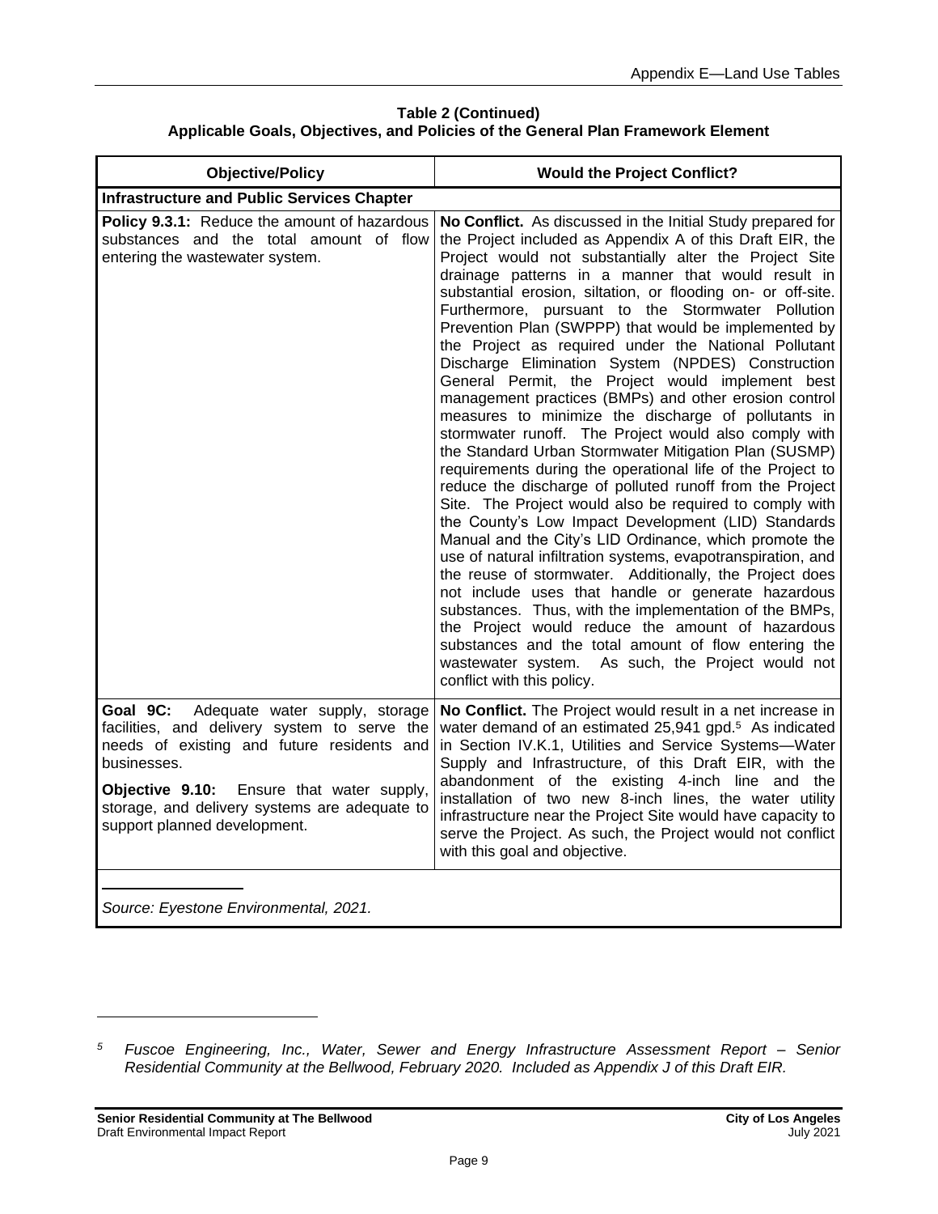**Table 2 (Continued)**
**Applicable Goals, Objectives, and Policies of the General Plan Framework Element**

| Objective/Policy | Would the Project Conflict? |
|---|---|
| **Infrastructure and Public Services Chapter** | |
| **Policy 9.3.1:** Reduce the amount of hazardous substances and the total amount of flow entering the wastewater system. | **No Conflict.** As discussed in the Initial Study prepared for the Project included as Appendix A of this Draft EIR, the Project would not substantially alter the Project Site drainage patterns in a manner that would result in substantial erosion, siltation, or flooding on- or off-site. Furthermore, pursuant to the Stormwater Pollution Prevention Plan (SWPPP) that would be implemented by the Project as required under the National Pollutant Discharge Elimination System (NPDES) Construction General Permit, the Project would implement best management practices (BMPs) and other erosion control measures to minimize the discharge of pollutants in stormwater runoff. The Project would also comply with the Standard Urban Stormwater Mitigation Plan (SUSMP) requirements during the operational life of the Project to reduce the discharge of polluted runoff from the Project Site. The Project would also be required to comply with the County's Low Impact Development (LID) Standards Manual and the City's LID Ordinance, which promote the use of natural infiltration systems, evapotranspiration, and the reuse of stormwater. Additionally, the Project does not include uses that handle or generate hazardous substances. Thus, with the implementation of the BMPs, the Project would reduce the amount of hazardous substances and the total amount of flow entering the wastewater system. As such, the Project would not conflict with this policy. |
| **Goal 9C:** Adequate water supply, storage facilities, and delivery system to serve the needs of existing and future residents and businesses.<br><br>**Objective 9.10:** Ensure that water supply, storage, and delivery systems are adequate to support planned development. | **No Conflict.** The Project would result in a net increase in water demand of an estimated 25,941 gpd.[5] As indicated in Section IV.K.1, Utilities and Service Systems—Water Supply and Infrastructure, of this Draft EIR, with the abandonment of the existing 4-inch line and the installation of two new 8-inch lines, the water utility infrastructure near the Project Site would have capacity to serve the Project. As such, the Project would not conflict with this goal and objective. |

*Source: Eyestone Environmental, 2021.*

---

[5] *Fuscoe Engineering, Inc., Water, Sewer and Energy Infrastructure Assessment Report – Senior Residential Community at the Bellwood, February 2020. Included as Appendix J of this Draft EIR.*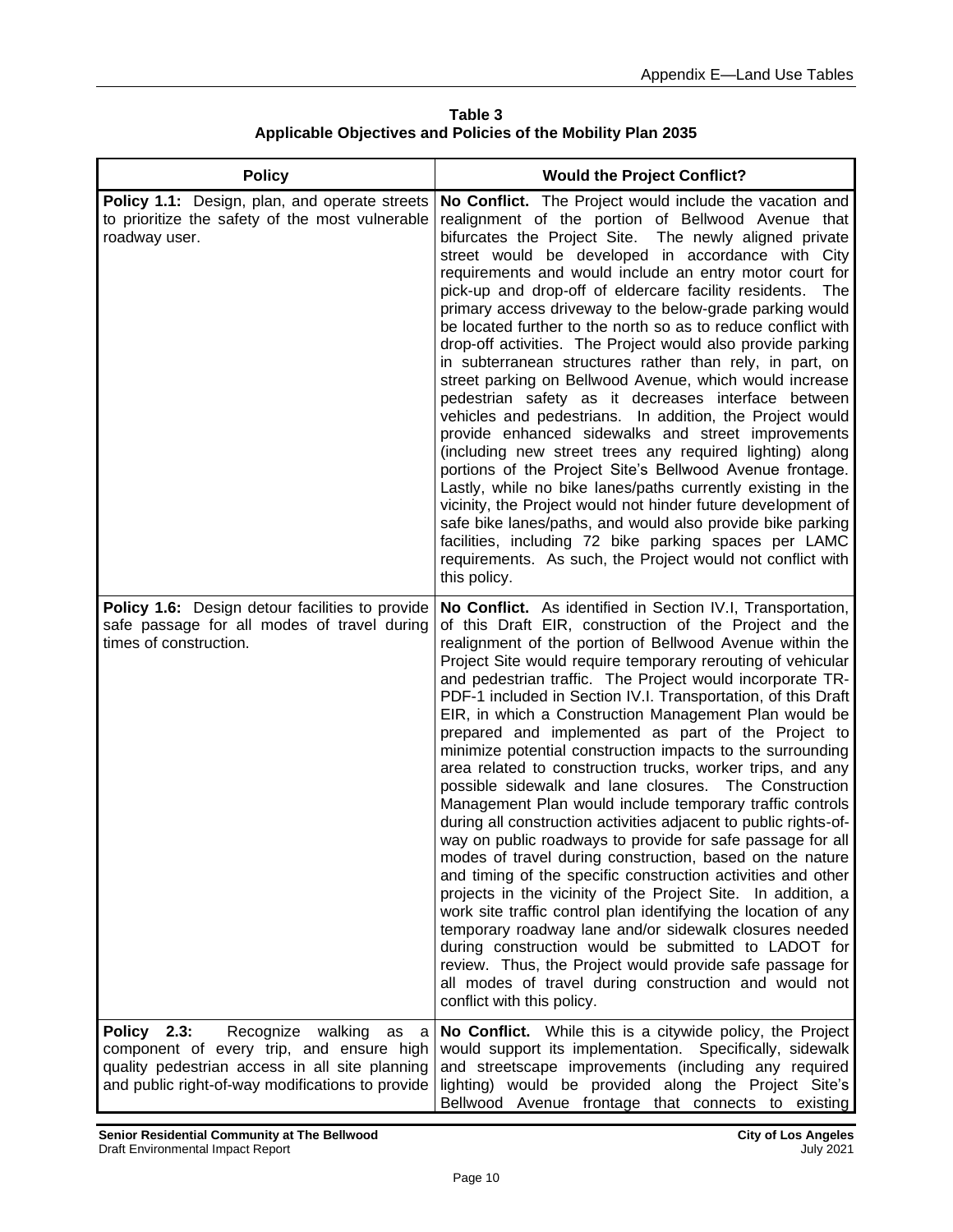**Table 3**
**Applicable Objectives and Policies of the Mobility Plan 2035**

| Policy | Would the Project Conflict? |
|---|---|
| **Policy 1.1:** Design, plan, and operate streets to prioritize the safety of the most vulnerable roadway user. | **No Conflict.** The Project would include the vacation and realignment of the portion of Bellwood Avenue that bifurcates the Project Site. The newly aligned private street would be developed in accordance with City requirements and would include an entry motor court for pick-up and drop-off of eldercare facility residents. The primary access driveway to the below-grade parking would be located further to the north so as to reduce conflict with drop-off activities. The Project would also provide parking in subterranean structures rather than rely, in part, on street parking on Bellwood Avenue, which would increase pedestrian safety as it decreases interface between vehicles and pedestrians. In addition, the Project would provide enhanced sidewalks and street improvements (including new street trees any required lighting) along portions of the Project Site's Bellwood Avenue frontage. Lastly, while no bike lanes/paths currently existing in the vicinity, the Project would not hinder future development of safe bike lanes/paths, and would also provide bike parking facilities, including 72 bike parking spaces per LAMC requirements. As such, the Project would not conflict with this policy. |
| **Policy 1.6:** Design detour facilities to provide safe passage for all modes of travel during times of construction. | **No Conflict.** As identified in Section IV.I, Transportation, of this Draft EIR, construction of the Project and the realignment of the portion of Bellwood Avenue within the Project Site would require temporary rerouting of vehicular and pedestrian traffic. The Project would incorporate TR-PDF-1 included in Section IV.I. Transportation, of this Draft EIR, in which a Construction Management Plan would be prepared and implemented as part of the Project to minimize potential construction impacts to the surrounding area related to construction trucks, worker trips, and any possible sidewalk and lane closures. The Construction Management Plan would include temporary traffic controls during all construction activities adjacent to public rights-of-way on public roadways to provide for safe passage for all modes of travel during construction, based on the nature and timing of the specific construction activities and other projects in the vicinity of the Project Site. In addition, a work site traffic control plan identifying the location of any temporary roadway lane and/or sidewalk closures needed during construction would be submitted to LADOT for review. Thus, the Project would provide safe passage for all modes of travel during construction and would not conflict with this policy. |
| **Policy 2.3:** Recognize walking as a component of every trip, and ensure high quality pedestrian access in all site planning and public right-of-way modifications to provide | **No Conflict.** While this is a citywide policy, the Project would support its implementation. Specifically, sidewalk and streetscape improvements (including any required lighting) would be provided along the Project Site's Bellwood Avenue frontage that connects to existing |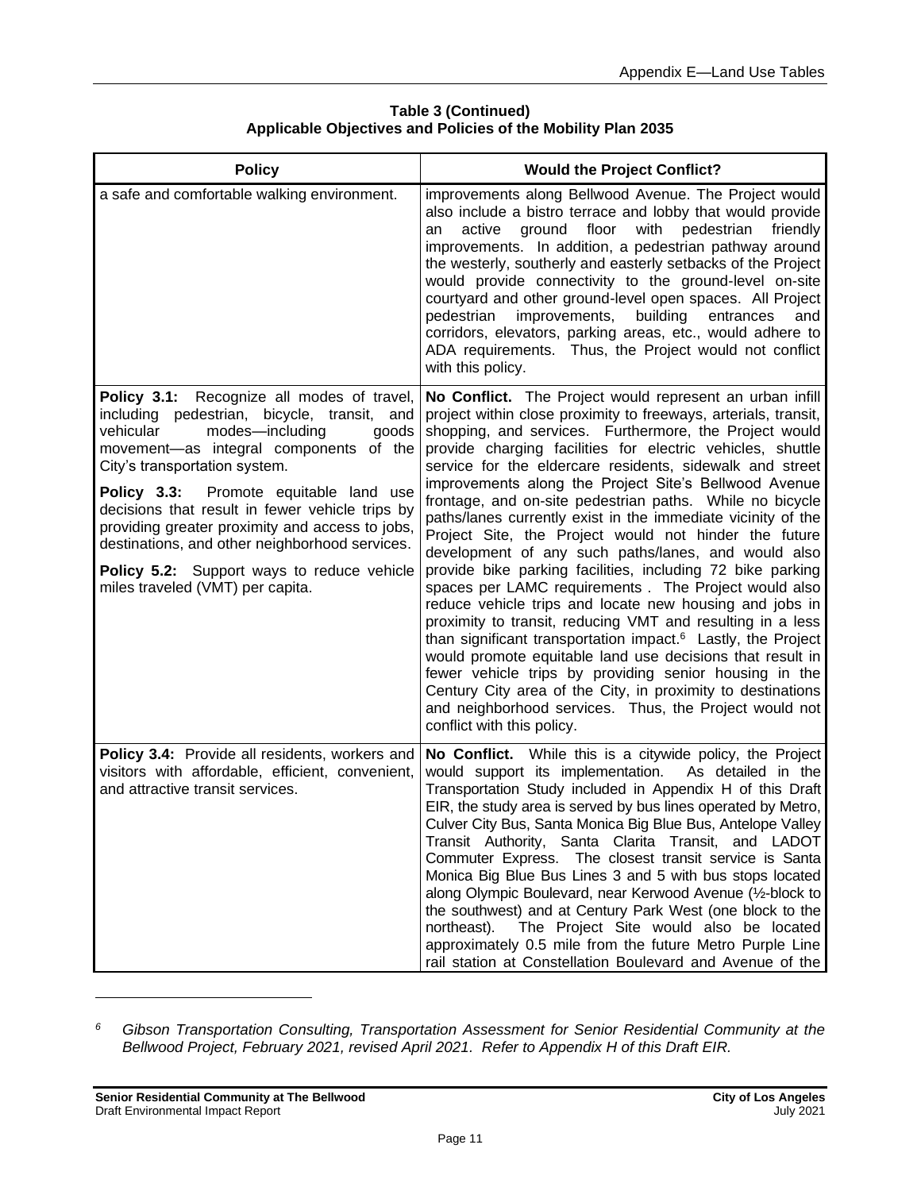**Table 3 (Continued)**
**Applicable Objectives and Policies of the Mobility Plan 2035**

| Policy | Would the Project Conflict? |
|---|---|
| a safe and comfortable walking environment. | improvements along Bellwood Avenue. The Project would also include a bistro terrace and lobby that would provide an active ground floor with pedestrian friendly improvements. In addition, a pedestrian pathway around the westerly, southerly and easterly setbacks of the Project would provide connectivity to the ground-level on-site courtyard and other ground-level open spaces. All Project pedestrian improvements, building entrances and corridors, elevators, parking areas, etc., would adhere to ADA requirements. Thus, the Project would not conflict with this policy. |
| **Policy 3.1:** Recognize all modes of travel, including pedestrian, bicycle, transit, and vehicular modes—including goods movement—as integral components of the City's transportation system.<br><br>**Policy 3.3:** Promote equitable land use decisions that result in fewer vehicle trips by providing greater proximity and access to jobs, destinations, and other neighborhood services.<br><br>**Policy 5.2:** Support ways to reduce vehicle miles traveled (VMT) per capita. | **No Conflict.** The Project would represent an urban infill project within close proximity to freeways, arterials, transit, shopping, and services. Furthermore, the Project would provide charging facilities for electric vehicles, shuttle service for the eldercare residents, sidewalk and street improvements along the Project Site's Bellwood Avenue frontage, and on-site pedestrian paths. While no bicycle paths/lanes currently exist in the immediate vicinity of the Project Site, the Project would not hinder the future development of any such paths/lanes, and would also provide bike parking facilities, including 72 bike parking spaces per LAMC requirements . The Project would also reduce vehicle trips and locate new housing and jobs in proximity to transit, reducing VMT and resulting in a less than significant transportation impact.[6] Lastly, the Project would promote equitable land use decisions that result in fewer vehicle trips by providing senior housing in the Century City area of the City, in proximity to destinations and neighborhood services. Thus, the Project would not conflict with this policy. |
| **Policy 3.4:** Provide all residents, workers and visitors with affordable, efficient, convenient, and attractive transit services. | **No Conflict.** While this is a citywide policy, the Project would support its implementation. As detailed in the Transportation Study included in Appendix H of this Draft EIR, the study area is served by bus lines operated by Metro, Culver City Bus, Santa Monica Big Blue Bus, Antelope Valley Transit Authority, Santa Clarita Transit, and LADOT Commuter Express. The closest transit service is Santa Monica Big Blue Bus Lines 3 and 5 with bus stops located along Olympic Boulevard, near Kerwood Avenue (½-block to the southwest) and at Century Park West (one block to the northeast). The Project Site would also be located approximately 0.5 mile from the future Metro Purple Line rail station at Constellation Boulevard and Avenue of the |

[6] *Gibson Transportation Consulting, Transportation Assessment for Senior Residential Community at the Bellwood Project, February 2021, revised April 2021. Refer to Appendix H of this Draft EIR.*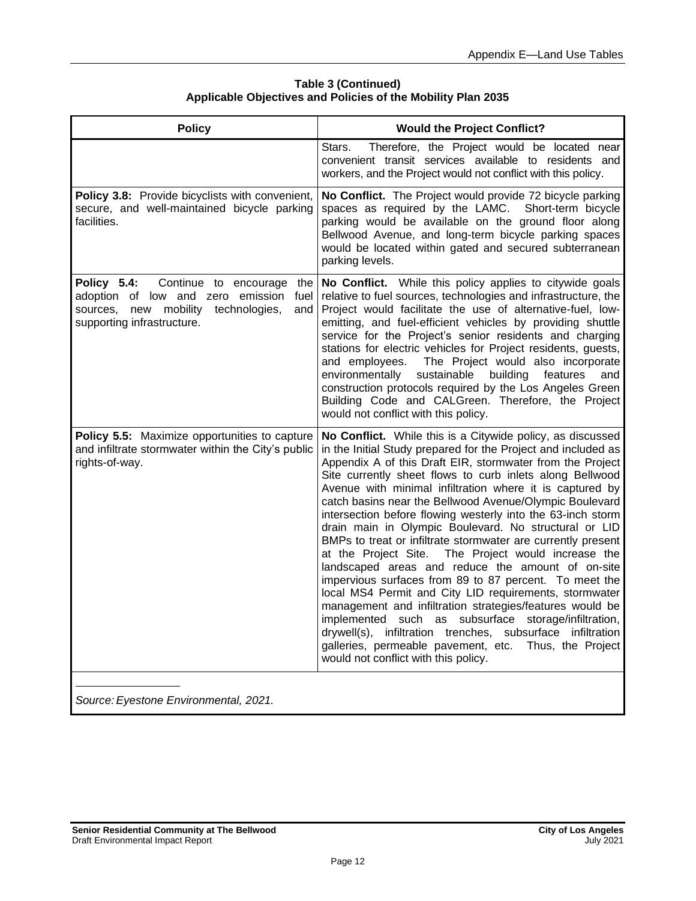**Table 3 (Continued)**
**Applicable Objectives and Policies of the Mobility Plan 2035**

| Policy | Would the Project Conflict? |
|---|---|
| | Stars. Therefore, the Project would be located near convenient transit services available to residents and workers, and the Project would not conflict with this policy. |
| **Policy 3.8:** Provide bicyclists with convenient, secure, and well-maintained bicycle parking facilities. | **No Conflict.** The Project would provide 72 bicycle parking spaces as required by the LAMC. Short-term bicycle parking would be available on the ground floor along Bellwood Avenue, and long-term bicycle parking spaces would be located within gated and secured subterranean parking levels. |
| **Policy 5.4:** Continue to encourage the adoption of low and zero emission fuel sources, new mobility technologies, and supporting infrastructure. | **No Conflict.** While this policy applies to citywide goals relative to fuel sources, technologies and infrastructure, the Project would facilitate the use of alternative-fuel, low-emitting, and fuel-efficient vehicles by providing shuttle service for the Project's senior residents and charging stations for electric vehicles for Project residents, guests, and employees. The Project would also incorporate environmentally sustainable building features and construction protocols required by the Los Angeles Green Building Code and CALGreen. Therefore, the Project would not conflict with this policy. |
| **Policy 5.5:** Maximize opportunities to capture and infiltrate stormwater within the City's public rights-of-way. | **No Conflict.** While this is a Citywide policy, as discussed in the Initial Study prepared for the Project and included as Appendix A of this Draft EIR, stormwater from the Project Site currently sheet flows to curb inlets along Bellwood Avenue with minimal infiltration where it is captured by catch basins near the Bellwood Avenue/Olympic Boulevard intersection before flowing westerly into the 63-inch storm drain main in Olympic Boulevard. No structural or LID BMPs to treat or infiltrate stormwater are currently present at the Project Site. The Project would increase the landscaped areas and reduce the amount of on-site impervious surfaces from 89 to 87 percent. To meet the local MS4 Permit and City LID requirements, stormwater management and infiltration strategies/features would be implemented such as subsurface storage/infiltration, drywell(s), infiltration trenches, subsurface infiltration galleries, permeable pavement, etc. Thus, the Project would not conflict with this policy. |

*Source: Eyestone Environmental, 2021.*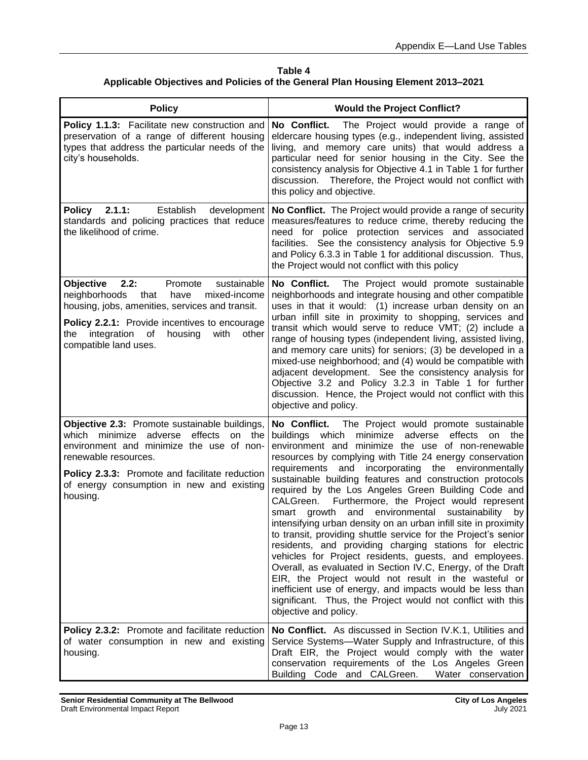**Table 4**
**Applicable Objectives and Policies of the General Plan Housing Element 2013–2021**

| Policy | Would the Project Conflict? |
|---|---|
| **Policy 1.1.3:** Facilitate new construction and preservation of a range of different housing types that address the particular needs of the city's households. | **No Conflict.** The Project would provide a range of eldercare housing types (e.g., independent living, assisted living, and memory care units) that would address a particular need for senior housing in the City. See the consistency analysis for Objective 4.1 in Table 1 for further discussion. Therefore, the Project would not conflict with this policy and objective. |
| **Policy 2.1.1:** Establish development standards and policing practices that reduce the likelihood of crime. | **No Conflict.** The Project would provide a range of security measures/features to reduce crime, thereby reducing the need for police protection services and associated facilities. See the consistency analysis for Objective 5.9 and Policy 6.3.3 in Table 1 for additional discussion. Thus, the Project would not conflict with this policy |
| **Objective 2.2:** Promote sustainable neighborhoods that have mixed-income housing, jobs, amenities, services and transit.<br><br>**Policy 2.2.1:** Provide incentives to encourage the integration of housing with other compatible land uses. | **No Conflict.** The Project would promote sustainable neighborhoods and integrate housing and other compatible uses in that it would: (1) increase urban density on an urban infill site in proximity to shopping, services and transit which would serve to reduce VMT; (2) include a range of housing types (independent living, assisted living, and memory care units) for seniors; (3) be developed in a mixed-use neighborhood; and (4) would be compatible with adjacent development. See the consistency analysis for Objective 3.2 and Policy 3.2.3 in Table 1 for further discussion. Hence, the Project would not conflict with this objective and policy. |
| **Objective 2.3:** Promote sustainable buildings, which minimize adverse effects on the environment and minimize the use of non-renewable resources.<br><br>**Policy 2.3.3:** Promote and facilitate reduction of energy consumption in new and existing housing. | **No Conflict.** The Project would promote sustainable buildings which minimize adverse effects on the environment and minimize the use of non-renewable resources by complying with Title 24 energy conservation requirements and incorporating the environmentally sustainable building features and construction protocols required by the Los Angeles Green Building Code and CALGreen. Furthermore, the Project would represent smart growth and environmental sustainability by intensifying urban density on an urban infill site in proximity to transit, providing shuttle service for the Project's senior residents, and providing charging stations for electric vehicles for Project residents, guests, and employees. Overall, as evaluated in Section IV.C, Energy, of the Draft EIR, the Project would not result in the wasteful or inefficient use of energy, and impacts would be less than significant. Thus, the Project would not conflict with this objective and policy. |
| **Policy 2.3.2:** Promote and facilitate reduction of water consumption in new and existing housing. | **No Conflict.** As discussed in Section IV.K.1, Utilities and Service Systems—Water Supply and Infrastructure, of this Draft EIR, the Project would comply with the water conservation requirements of the Los Angeles Green Building Code and CALGreen. Water conservation |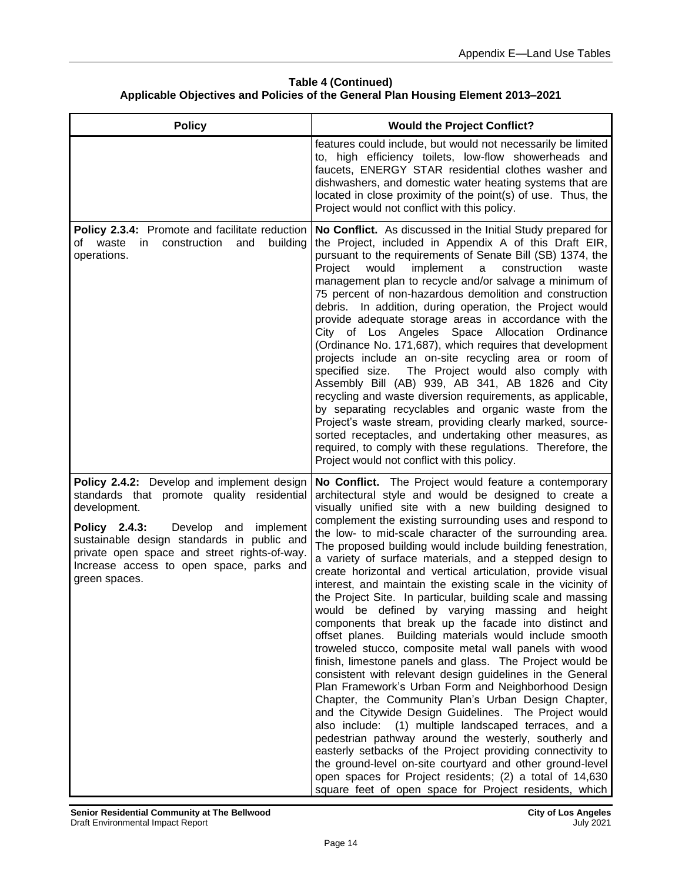**Table 4 (Continued)**
**Applicable Objectives and Policies of the General Plan Housing Element 2013–2021**

| Policy | Would the Project Conflict? |
|---|---|
| | features could include, but would not necessarily be limited to, high efficiency toilets, low-flow showerheads and faucets, ENERGY STAR residential clothes washer and dishwashers, and domestic water heating systems that are located in close proximity of the point(s) of use. Thus, the Project would not conflict with this policy. |
| **Policy 2.3.4:** Promote and facilitate reduction of waste in construction and building operations. | **No Conflict.** As discussed in the Initial Study prepared for the Project, included in Appendix A of this Draft EIR, pursuant to the requirements of Senate Bill (SB) 1374, the Project would implement a construction waste management plan to recycle and/or salvage a minimum of 75 percent of non-hazardous demolition and construction debris. In addition, during operation, the Project would provide adequate storage areas in accordance with the City of Los Angeles Space Allocation Ordinance (Ordinance No. 171,687), which requires that development projects include an on-site recycling area or room of specified size. The Project would also comply with Assembly Bill (AB) 939, AB 341, AB 1826 and City recycling and waste diversion requirements, as applicable, by separating recyclables and organic waste from the Project's waste stream, providing clearly marked, source-sorted receptacles, and undertaking other measures, as required, to comply with these regulations. Therefore, the Project would not conflict with this policy. |
| **Policy 2.4.2:** Develop and implement design standards that promote quality residential development.<br><br>**Policy 2.4.3:** Develop and implement sustainable design standards in public and private open space and street rights-of-way. Increase access to open space, parks and green spaces. | **No Conflict.** The Project would feature a contemporary architectural style and would be designed to create a visually unified site with a new building designed to complement the existing surrounding uses and respond to the low- to mid-scale character of the surrounding area. The proposed building would include building fenestration, a variety of surface materials, and a stepped design to create horizontal and vertical articulation, provide visual interest, and maintain the existing scale in the vicinity of the Project Site. In particular, building scale and massing would be defined by varying massing and height components that break up the facade into distinct and offset planes. Building materials would include smooth troweled stucco, composite metal wall panels with wood finish, limestone panels and glass. The Project would be consistent with relevant design guidelines in the General Plan Framework's Urban Form and Neighborhood Design Chapter, the Community Plan's Urban Design Chapter, and the Citywide Design Guidelines. The Project would also include: (1) multiple landscaped terraces, and a pedestrian pathway around the westerly, southerly and easterly setbacks of the Project providing connectivity to the ground-level on-site courtyard and other ground-level open spaces for Project residents; (2) a total of 14,630 square feet of open space for Project residents, which |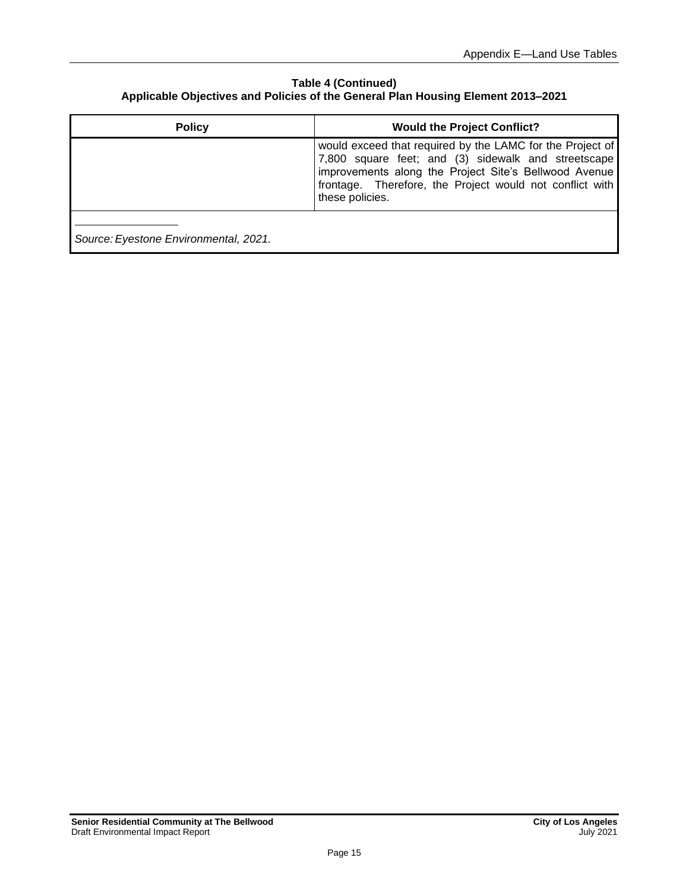**Table 4 (Continued)**
**Applicable Objectives and Policies of the General Plan Housing Element 2013–2021**

| Policy | Would the Project Conflict? |
| --- | --- |
| | would exceed that required by the LAMC for the Project of 7,800 square feet; and (3) sidewalk and streetscape improvements along the Project Site's Bellwood Avenue frontage. Therefore, the Project would not conflict with these policies. |

*Source: Eyestone Environmental, 2021.*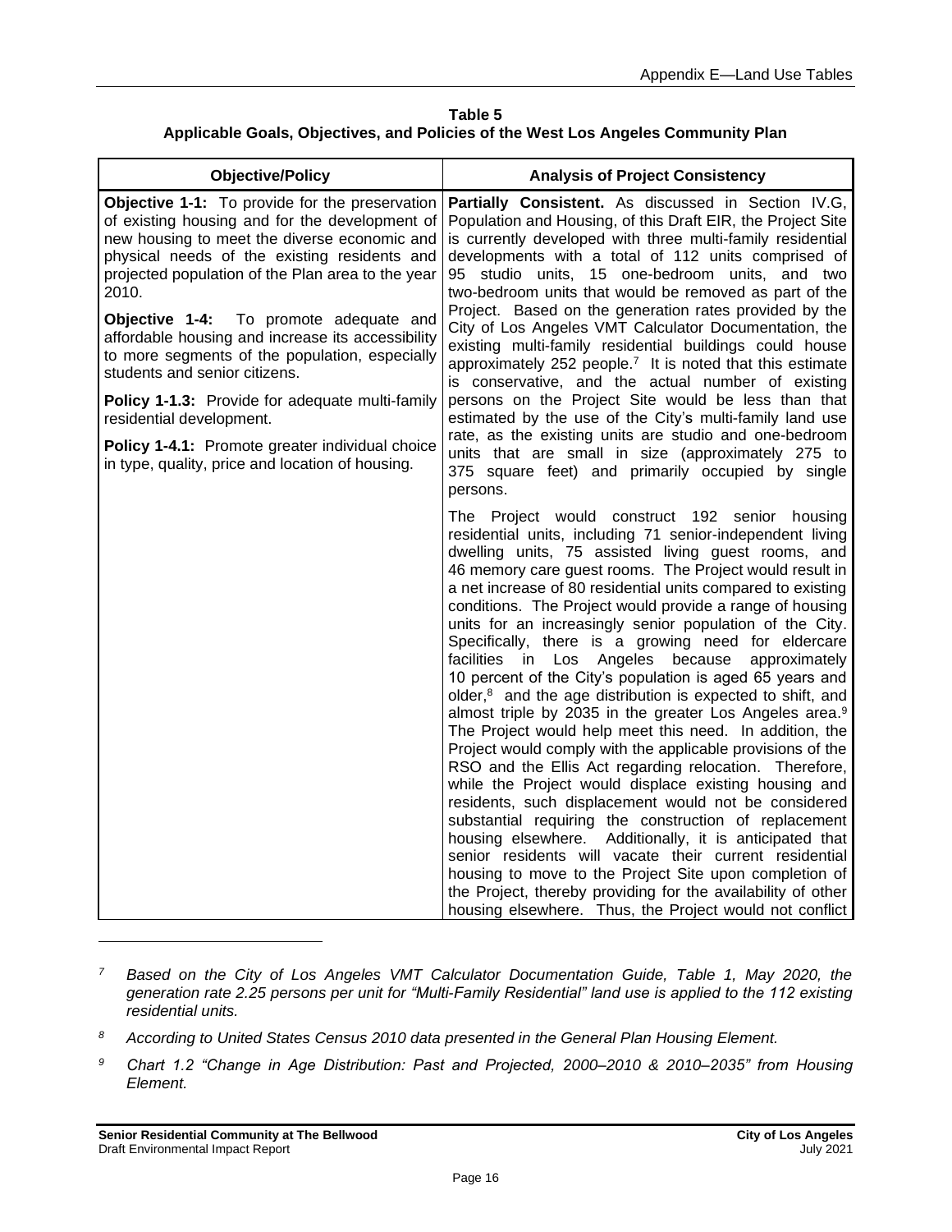**Table 5**
**Applicable Goals, Objectives, and Policies of the West Los Angeles Community Plan**

| Objective/Policy | Analysis of Project Consistency |
|---|---|
| **Objective 1-1:** To provide for the preservation of existing housing and for the development of new housing to meet the diverse economic and physical needs of the existing residents and projected population of the Plan area to the year 2010.<br><br>**Objective 1-4:** To promote adequate and affordable housing and increase its accessibility to more segments of the population, especially students and senior citizens.<br><br>**Policy 1-1.3:** Provide for adequate multi-family residential development.<br><br>**Policy 1-4.1:** Promote greater individual choice in type, quality, price and location of housing. | **Partially Consistent.** As discussed in Section IV.G, Population and Housing, of this Draft EIR, the Project Site is currently developed with three multi-family residential developments with a total of 112 units comprised of 95 studio units, 15 one-bedroom units, and two two-bedroom units that would be removed as part of the Project. Based on the generation rates provided by the City of Los Angeles VMT Calculator Documentation, the existing multi-family residential buildings could house approximately 252 people.[7] It is noted that this estimate is conservative, and the actual number of existing persons on the Project Site would be less than that estimated by the use of the City's multi-family land use rate, as the existing units are studio and one-bedroom units that are small in size (approximately 275 to 375 square feet) and primarily occupied by single persons.<br><br>The Project would construct 192 senior housing residential units, including 71 senior-independent living dwelling units, 75 assisted living guest rooms, and 46 memory care guest rooms. The Project would result in a net increase of 80 residential units compared to existing conditions. The Project would provide a range of housing units for an increasingly senior population of the City. Specifically, there is a growing need for eldercare facilities in Los Angeles because approximately 10 percent of the City's population is aged 65 years and older,[8] and the age distribution is expected to shift, and almost triple by 2035 in the greater Los Angeles area.[9] The Project would help meet this need. In addition, the Project would comply with the applicable provisions of the RSO and the Ellis Act regarding relocation. Therefore, while the Project would displace existing housing and residents, such displacement would not be considered substantial requiring the construction of replacement housing elsewhere. Additionally, it is anticipated that senior residents will vacate their current residential housing to move to the Project Site upon completion of the Project, thereby providing for the availability of other housing elsewhere. Thus, the Project would not conflict |

---

[7] *Based on the City of Los Angeles VMT Calculator Documentation Guide, Table 1, May 2020, the generation rate 2.25 persons per unit for "Multi-Family Residential" land use is applied to the 112 existing residential units.*

[8] *According to United States Census 2010 data presented in the General Plan Housing Element.*

[9] *Chart 1.2 "Change in Age Distribution: Past and Projected, 2000–2010 & 2010–2035" from Housing Element.*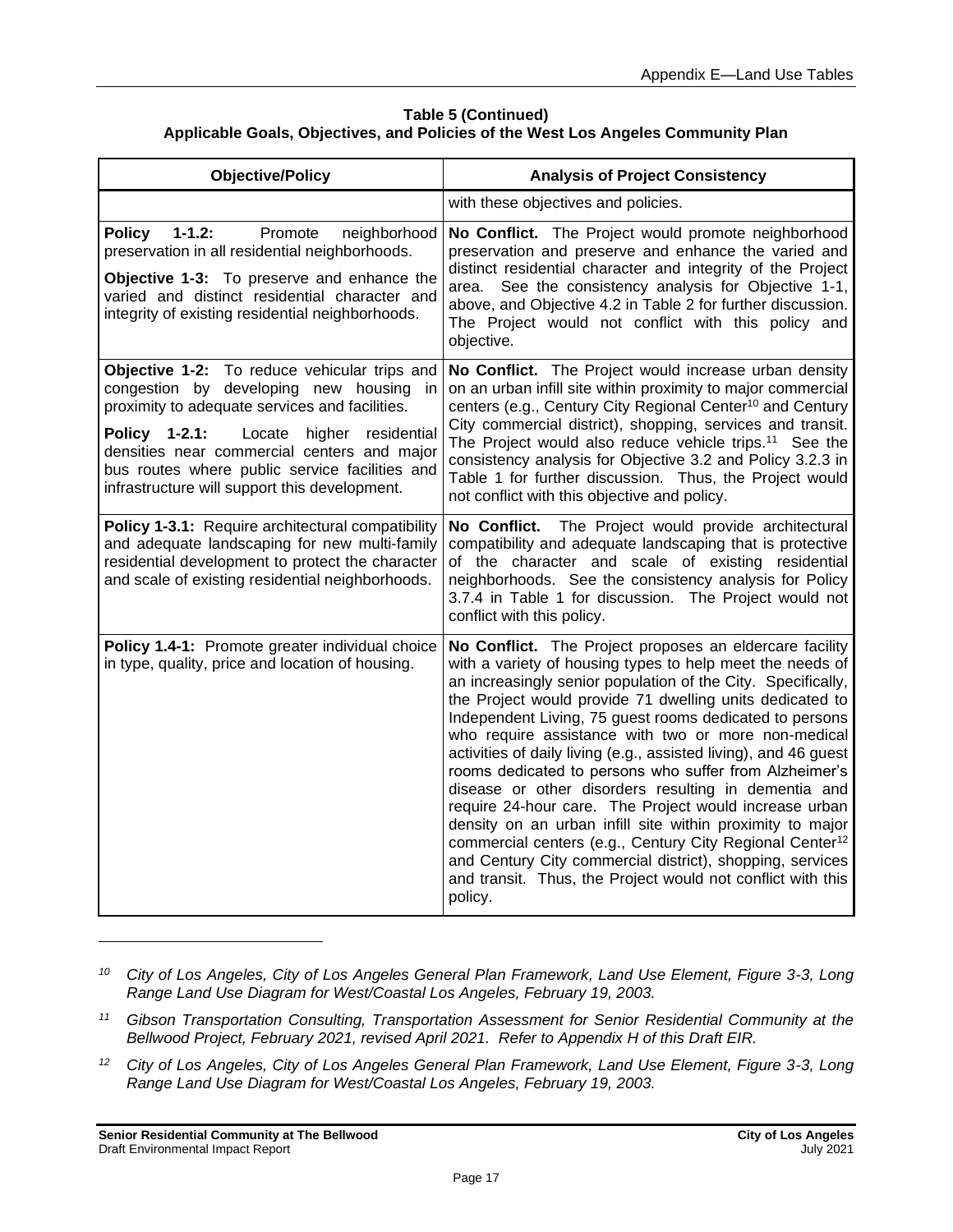**Table 5 (Continued)**
**Applicable Goals, Objectives, and Policies of the West Los Angeles Community Plan**

| Objective/Policy | Analysis of Project Consistency |
|---|---|
| | with these objectives and policies. |
| **Policy 1-1.2:** Promote neighborhood preservation in all residential neighborhoods.<br><br>**Objective 1-3:** To preserve and enhance the varied and distinct residential character and integrity of existing residential neighborhoods. | **No Conflict.** The Project would promote neighborhood preservation and preserve and enhance the varied and distinct residential character and integrity of the Project area. See the consistency analysis for Objective 1-1, above, and Objective 4.2 in Table 2 for further discussion. The Project would not conflict with this policy and objective. |
| **Objective 1-2:** To reduce vehicular trips and congestion by developing new housing in proximity to adequate services and facilities.<br><br>**Policy 1-2.1:** Locate higher residential densities near commercial centers and major bus routes where public service facilities and infrastructure will support this development. | **No Conflict.** The Project would increase urban density on an urban infill site within proximity to major commercial centers (e.g., Century City Regional Center[10] and Century City commercial district), shopping, services and transit. The Project would also reduce vehicle trips.[11] See the consistency analysis for Objective 3.2 and Policy 3.2.3 in Table 1 for further discussion. Thus, the Project would not conflict with this objective and policy. |
| **Policy 1-3.1:** Require architectural compatibility and adequate landscaping for new multi-family residential development to protect the character and scale of existing residential neighborhoods. | **No Conflict.** The Project would provide architectural compatibility and adequate landscaping that is protective of the character and scale of existing residential neighborhoods. See the consistency analysis for Policy 3.7.4 in Table 1 for discussion. The Project would not conflict with this policy. |
| **Policy 1.4-1:** Promote greater individual choice in type, quality, price and location of housing. | **No Conflict.** The Project proposes an eldercare facility with a variety of housing types to help meet the needs of an increasingly senior population of the City. Specifically, the Project would provide 71 dwelling units dedicated to Independent Living, 75 guest rooms dedicated to persons who require assistance with two or more non-medical activities of daily living (e.g., assisted living), and 46 guest rooms dedicated to persons who suffer from Alzheimer's disease or other disorders resulting in dementia and require 24-hour care. The Project would increase urban density on an urban infill site within proximity to major commercial centers (e.g., Century City Regional Center[12] and Century City commercial district), shopping, services and transit. Thus, the Project would not conflict with this policy. |

---

*[10] City of Los Angeles, City of Los Angeles General Plan Framework, Land Use Element, Figure 3-3, Long Range Land Use Diagram for West/Coastal Los Angeles, February 19, 2003.*

*[11] Gibson Transportation Consulting, Transportation Assessment for Senior Residential Community at the Bellwood Project, February 2021, revised April 2021. Refer to Appendix H of this Draft EIR.*

*[12] City of Los Angeles, City of Los Angeles General Plan Framework, Land Use Element, Figure 3-3, Long Range Land Use Diagram for West/Coastal Los Angeles, February 19, 2003.*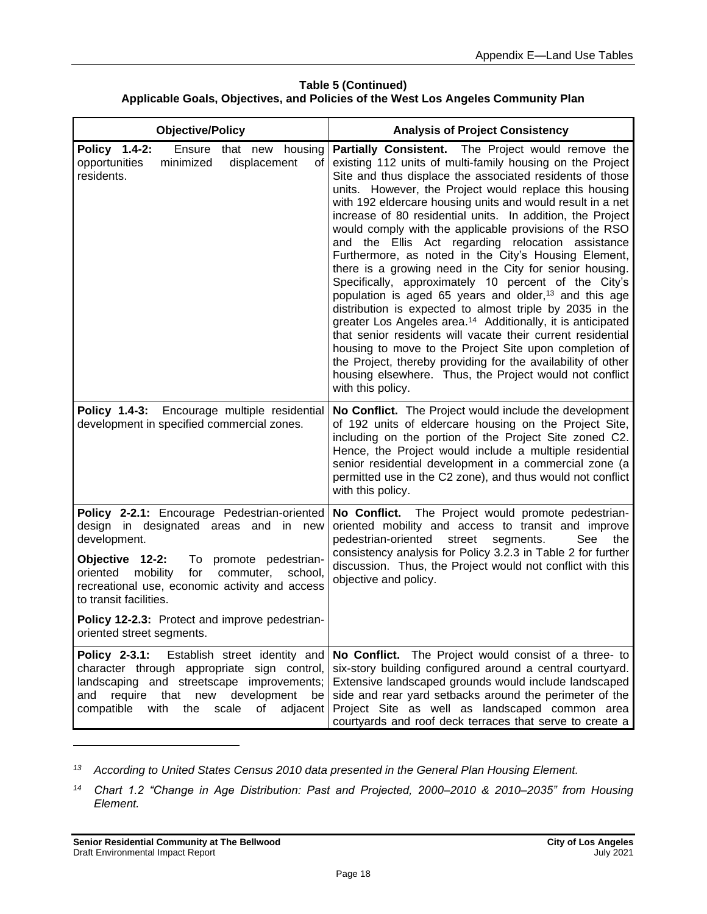**Table 5 (Continued)**
**Applicable Goals, Objectives, and Policies of the West Los Angeles Community Plan**

| Objective/Policy | Analysis of Project Consistency |
|---|---|
| **Policy 1.4-2:** Ensure that new housing opportunities minimized displacement of residents. | **Partially Consistent.** The Project would remove the existing 112 units of multi-family housing on the Project Site and thus displace the associated residents of those units. However, the Project would replace this housing with 192 eldercare housing units and would result in a net increase of 80 residential units. In addition, the Project would comply with the applicable provisions of the RSO and the Ellis Act regarding relocation assistance Furthermore, as noted in the City's Housing Element, there is a growing need in the City for senior housing. Specifically, approximately 10 percent of the City's population is aged 65 years and older,[13] and this age distribution is expected to almost triple by 2035 in the greater Los Angeles area.[14] Additionally, it is anticipated that senior residents will vacate their current residential housing to move to the Project Site upon completion of the Project, thereby providing for the availability of other housing elsewhere. Thus, the Project would not conflict with this policy. |
| **Policy 1.4-3:** Encourage multiple residential development in specified commercial zones. | **No Conflict.** The Project would include the development of 192 units of eldercare housing on the Project Site, including on the portion of the Project Site zoned C2. Hence, the Project would include a multiple residential senior residential development in a commercial zone (a permitted use in the C2 zone), and thus would not conflict with this policy. |
| **Policy 2-2.1:** Encourage Pedestrian-oriented design in designated areas and in new development.<br><br>**Objective 12-2:** To promote pedestrian-oriented mobility for commuter, school, recreational use, economic activity and access to transit facilities.<br><br>**Policy 12-2.3:** Protect and improve pedestrian-oriented street segments. | **No Conflict.** The Project would promote pedestrian-oriented mobility and access to transit and improve pedestrian-oriented street segments. See the consistency analysis for Policy 3.2.3 in Table 2 for further discussion. Thus, the Project would not conflict with this objective and policy. |
| **Policy 2-3.1:** Establish street identity and character through appropriate sign control, landscaping and streetscape improvements; and require that new development be compatible with the scale of adjacent | **No Conflict.** The Project would consist of a three- to six-story building configured around a central courtyard. Extensive landscaped grounds would include landscaped side and rear yard setbacks around the perimeter of the Project Site as well as landscaped common area courtyards and roof deck terraces that serve to create a |

[13] *According to United States Census 2010 data presented in the General Plan Housing Element.*

[14] *Chart 1.2 "Change in Age Distribution: Past and Projected, 2000–2010 & 2010–2035" from Housing Element.*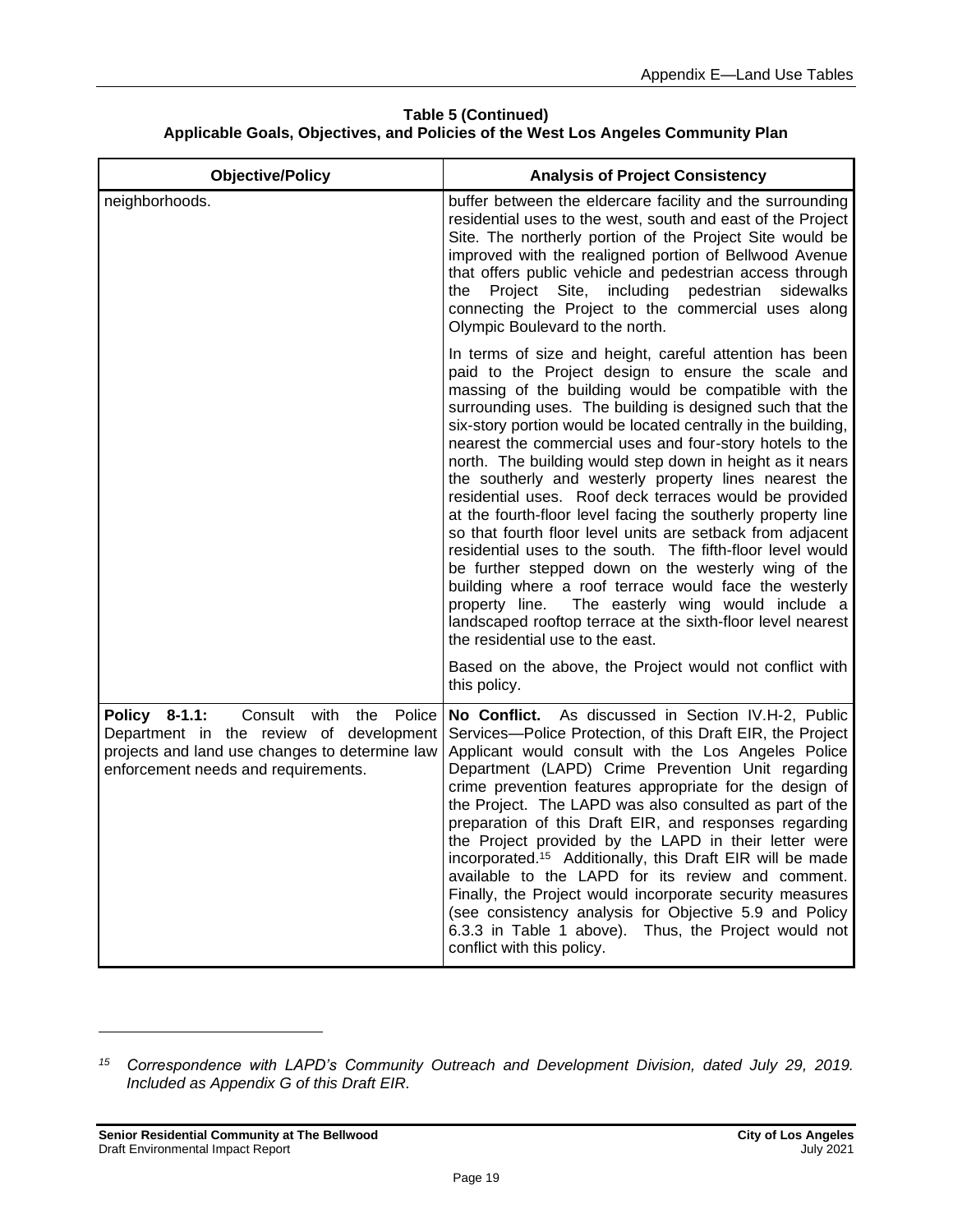**Table 5 (Continued)**
**Applicable Goals, Objectives, and Policies of the West Los Angeles Community Plan**

| Objective/Policy | Analysis of Project Consistency |
|---|---|
| neighborhoods. | buffer between the eldercare facility and the surrounding residential uses to the west, south and east of the Project Site. The northerly portion of the Project Site would be improved with the realigned portion of Bellwood Avenue that offers public vehicle and pedestrian access through the Project Site, including pedestrian sidewalks connecting the Project to the commercial uses along Olympic Boulevard to the north.<br><br>In terms of size and height, careful attention has been paid to the Project design to ensure the scale and massing of the building would be compatible with the surrounding uses. The building is designed such that the six-story portion would be located centrally in the building, nearest the commercial uses and four-story hotels to the north. The building would step down in height as it nears the southerly and westerly property lines nearest the residential uses. Roof deck terraces would be provided at the fourth-floor level facing the southerly property line so that fourth floor level units are setback from adjacent residential uses to the south. The fifth-floor level would be further stepped down on the westerly wing of the building where a roof terrace would face the westerly property line. The easterly wing would include a landscaped rooftop terrace at the sixth-floor level nearest the residential use to the east.<br><br>Based on the above, the Project would not conflict with this policy. |
| **Policy 8-1.1:** Consult with the Police Department in the review of development projects and land use changes to determine law enforcement needs and requirements. | **No Conflict.** As discussed in Section IV.H-2, Public Services—Police Protection, of this Draft EIR, the Project Applicant would consult with the Los Angeles Police Department (LAPD) Crime Prevention Unit regarding crime prevention features appropriate for the design of the Project. The LAPD was also consulted as part of the preparation of this Draft EIR, and responses regarding the Project provided by the LAPD in their letter were incorporated.[15] Additionally, this Draft EIR will be made available to the LAPD for its review and comment. Finally, the Project would incorporate security measures (see consistency analysis for Objective 5.9 and Policy 6.3.3 in Table 1 above). Thus, the Project would not conflict with this policy. |

*[15] Correspondence with LAPD's Community Outreach and Development Division, dated July 29, 2019. Included as Appendix G of this Draft EIR.*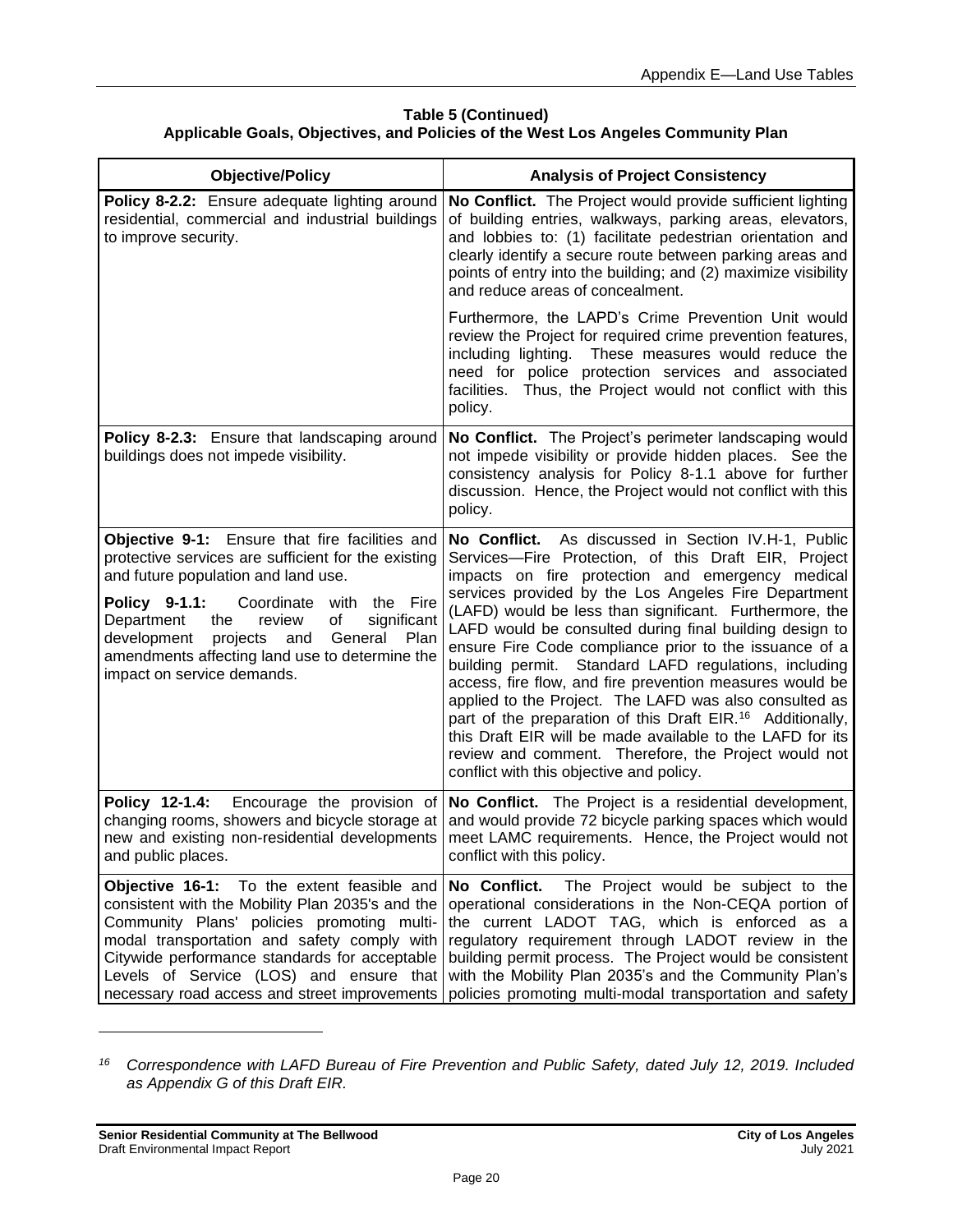**Table 5 (Continued)**
**Applicable Goals, Objectives, and Policies of the West Los Angeles Community Plan**

| Objective/Policy | Analysis of Project Consistency |
|---|---|
| **Policy 8-2.2:** Ensure adequate lighting around residential, commercial and industrial buildings to improve security. | **No Conflict.** The Project would provide sufficient lighting of building entries, walkways, parking areas, elevators, and lobbies to: (1) facilitate pedestrian orientation and clearly identify a secure route between parking areas and points of entry into the building; and (2) maximize visibility and reduce areas of concealment.<br><br>Furthermore, the LAPD's Crime Prevention Unit would review the Project for required crime prevention features, including lighting. These measures would reduce the need for police protection services and associated facilities. Thus, the Project would not conflict with this policy. |
| **Policy 8-2.3:** Ensure that landscaping around buildings does not impede visibility. | **No Conflict.** The Project's perimeter landscaping would not impede visibility or provide hidden places. See the consistency analysis for Policy 8-1.1 above for further discussion. Hence, the Project would not conflict with this policy. |
| **Objective 9-1:** Ensure that fire facilities and protective services are sufficient for the existing and future population and land use.<br><br>**Policy 9-1.1:** Coordinate with the Fire Department the review of significant development projects and General Plan amendments affecting land use to determine the impact on service demands. | **No Conflict.** As discussed in Section IV.H-1, Public Services—Fire Protection, of this Draft EIR, Project impacts on fire protection and emergency medical services provided by the Los Angeles Fire Department (LAFD) would be less than significant. Furthermore, the LAFD would be consulted during final building design to ensure Fire Code compliance prior to the issuance of a building permit. Standard LAFD regulations, including access, fire flow, and fire prevention measures would be applied to the Project. The LAFD was also consulted as part of the preparation of this Draft EIR.[16] Additionally, this Draft EIR will be made available to the LAFD for its review and comment. Therefore, the Project would not conflict with this objective and policy. |
| **Policy 12-1.4:** Encourage the provision of changing rooms, showers and bicycle storage at new and existing non-residential developments and public places. | **No Conflict.** The Project is a residential development, and would provide 72 bicycle parking spaces which would meet LAMC requirements. Hence, the Project would not conflict with this policy. |
| **Objective 16-1:** To the extent feasible and consistent with the Mobility Plan 2035's and the Community Plans' policies promoting multi-modal transportation and safety comply with Citywide performance standards for acceptable Levels of Service (LOS) and ensure that necessary road access and street improvements | **No Conflict.** The Project would be subject to the operational considerations in the Non-CEQA portion of the current LADOT TAG, which is enforced as a regulatory requirement through LADOT review in the building permit process. The Project would be consistent with the Mobility Plan 2035's and the Community Plan's policies promoting multi-modal transportation and safety |

*[16] Correspondence with LAFD Bureau of Fire Prevention and Public Safety, dated July 12, 2019. Included as Appendix G of this Draft EIR.*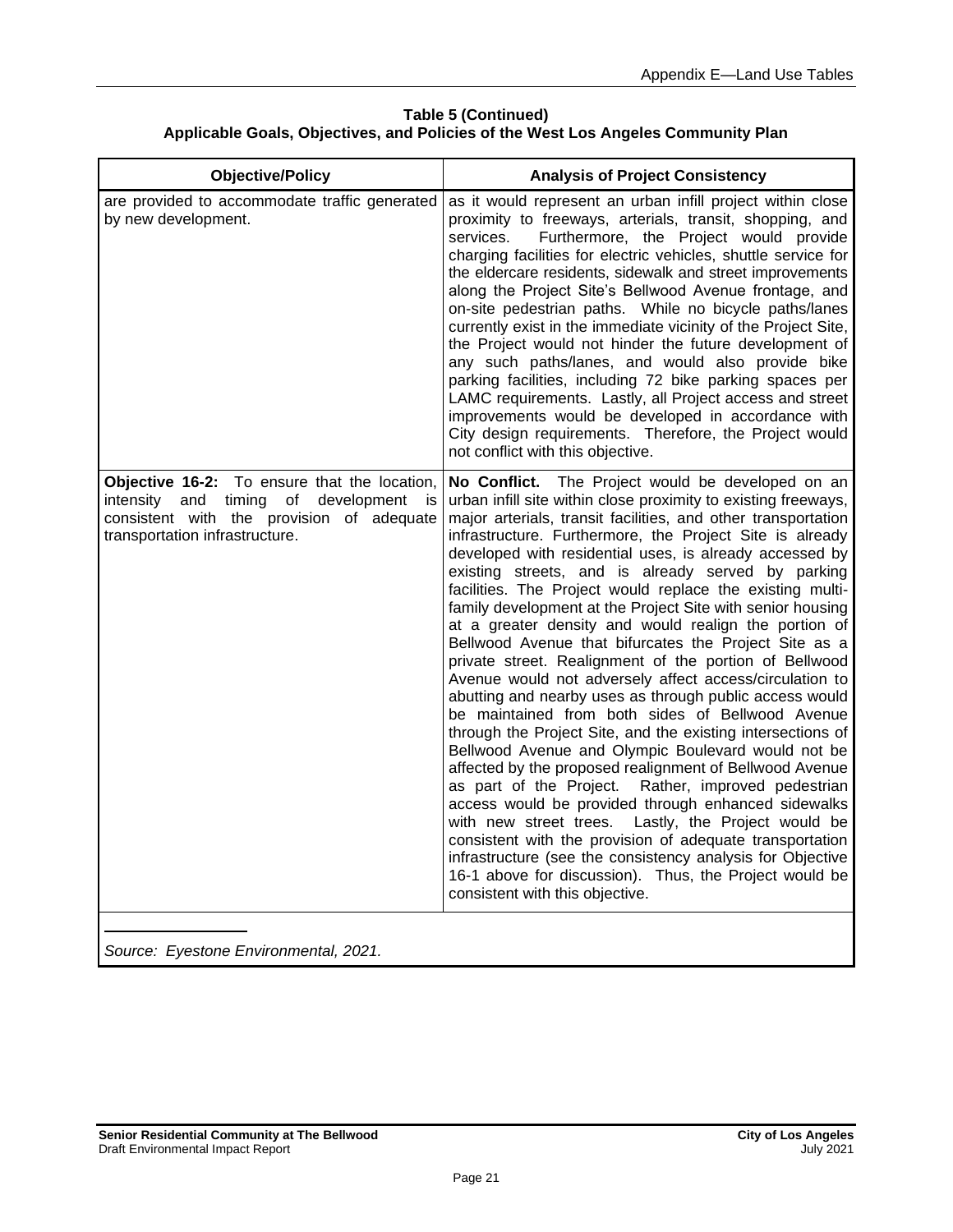**Table 5 (Continued)**
**Applicable Goals, Objectives, and Policies of the West Los Angeles Community Plan**

| Objective/Policy | Analysis of Project Consistency |
|---|---|
| are provided to accommodate traffic generated by new development. | as it would represent an urban infill project within close proximity to freeways, arterials, transit, shopping, and services. Furthermore, the Project would provide charging facilities for electric vehicles, shuttle service for the eldercare residents, sidewalk and street improvements along the Project Site's Bellwood Avenue frontage, and on-site pedestrian paths. While no bicycle paths/lanes currently exist in the immediate vicinity of the Project Site, the Project would not hinder the future development of any such paths/lanes, and would also provide bike parking facilities, including 72 bike parking spaces per LAMC requirements. Lastly, all Project access and street improvements would be developed in accordance with City design requirements. Therefore, the Project would not conflict with this objective. |
| **Objective 16-2:** To ensure that the location, intensity and timing of development is consistent with the provision of adequate transportation infrastructure. | **No Conflict.** The Project would be developed on an urban infill site within close proximity to existing freeways, major arterials, transit facilities, and other transportation infrastructure. Furthermore, the Project Site is already developed with residential uses, is already accessed by existing streets, and is already served by parking facilities. The Project would replace the existing multi-family development at the Project Site with senior housing at a greater density and would realign the portion of Bellwood Avenue that bifurcates the Project Site as a private street. Realignment of the portion of Bellwood Avenue would not adversely affect access/circulation to abutting and nearby uses as through public access would be maintained from both sides of Bellwood Avenue through the Project Site, and the existing intersections of Bellwood Avenue and Olympic Boulevard would not be affected by the proposed realignment of Bellwood Avenue as part of the Project. Rather, improved pedestrian access would be provided through enhanced sidewalks with new street trees. Lastly, the Project would be consistent with the provision of adequate transportation infrastructure (see the consistency analysis for Objective 16-1 above for discussion). Thus, the Project would be consistent with this objective. |

*Source: Eyestone Environmental, 2021.*